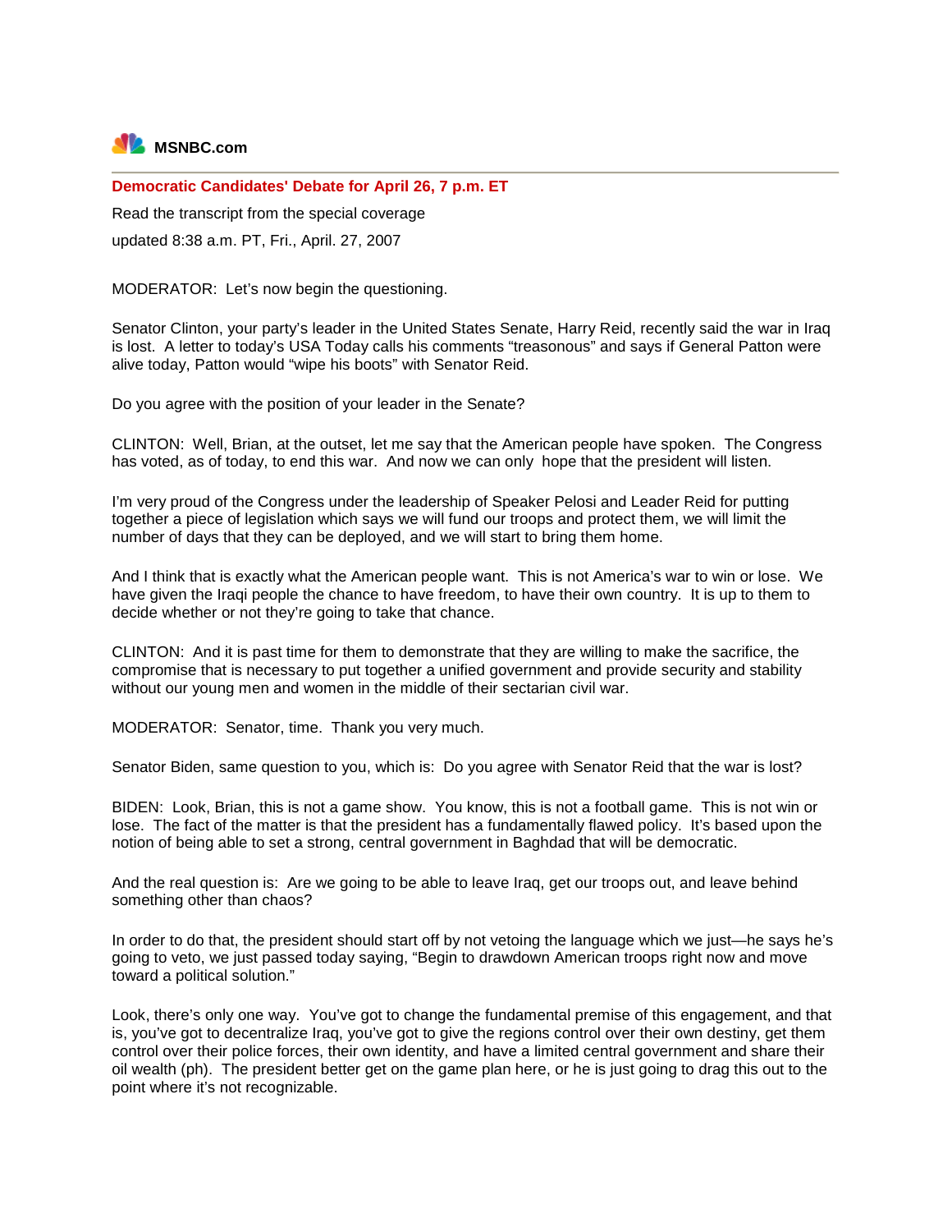**MSNBC.com**

## Democratic Candidates' Debate for April 26, 7 p.m. ET

Read the transcript from the special coverage

updated 8:38 a.m. PT, Fri., April. 27, 2007

MODERATOR: Let's now begin the questioning.

Senator Clinton, your party's leader in the United States Senate, Harry Reid, recently said the war in Iraq is lost. A letter to today's USA Today calls his comments "treasonous" and says if General Patton were alive today, Patton would "wipe his boots" with Senator Reid.

Do you agree with the position of your leader in the Senate?

CLINTON: Well, Brian, at the outset, let me say that the American people have spoken. The Congress has voted, as of today, to end this war. And now we can only hope that the president will listen.

I'm very proud of the Congress under the leadership of Speaker Pelosi and Leader Reid for putting together a piece of legislation which says we will fund our troops and protect them, we will limit the number of days that they can be deployed, and we will start to bring them home.

And I think that is exactly what the American people want. This is not America's war to win or lose. We have given the Iraqi people the chance to have freedom, to have their own country. It is up to them to decide whether or not they're going to take that chance.

CLINTON: And it is past time for them to demonstrate that they are willing to make the sacrifice, the compromise that is necessary to put together a unified government and provide security and stability without our young men and women in the middle of their sectarian civil war.

MODERATOR: Senator, time. Thank you very much.

Senator Biden, same question to you, which is: Do you agree with Senator Reid that the war is lost?

BIDEN: Look, Brian, this is not a game show. You know, this is not a football game. This is not win or lose. The fact of the matter is that the president has a fundamentally flawed policy. It's based upon the notion of being able to set a strong, central government in Baghdad that will be democratic.

And the real question is: Are we going to be able to leave Iraq, get our troops out, and leave behind something other than chaos?

In order to do that, the president should start off by not vetoing the language which we just—he says he's going to veto, we just passed today saying, "Begin to drawdown American troops right now and move toward a political solution."

Look, there's only one way. You've got to change the fundamental premise of this engagement, and that is, you've got to decentralize Iraq, you've got to give the regions control over their own destiny, get them control over their police forces, their own identity, and have a limited central government and share their oil wealth (ph). The president better get on the game plan here, or he is just going to drag this out to the point where it's not recognizable.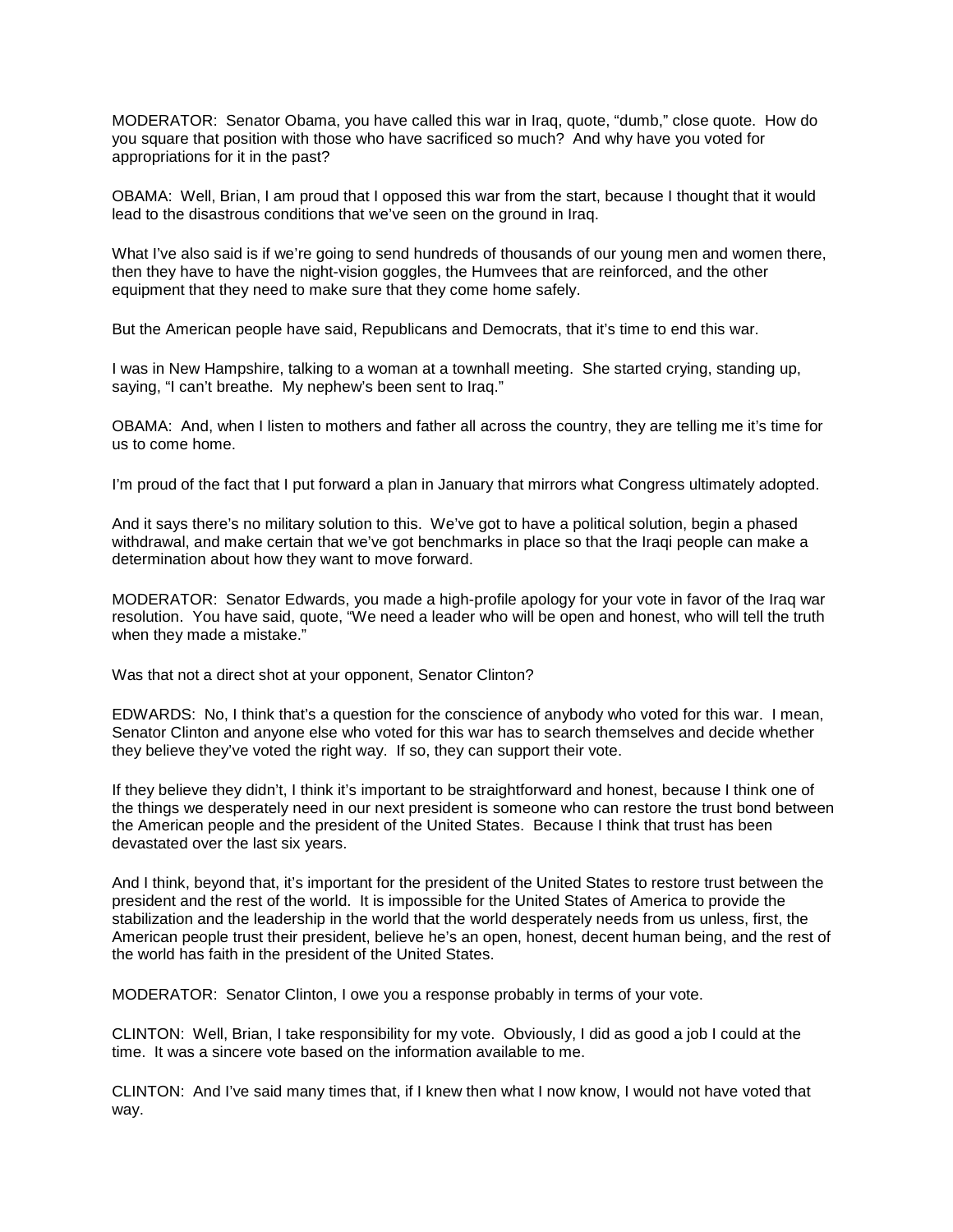MODERATOR: Senator Obama, you have called this war in Iraq, quote, "dumb," close quote. How do you square that position with those who have sacrificed so much? And why have you voted for appropriations for it in the past?

OBAMA: Well, Brian, I am proud that I opposed this war from the start, because I thought that it would lead to the disastrous conditions that we've seen on the ground in Iraq.

What I've also said is if we're going to send hundreds of thousands of our young men and women there, then they have to have the night-vision goggles, the Humvees that are reinforced, and the other equipment that they need to make sure that they come home safely.

But the American people have said, Republicans and Democrats, that it's time to end this war.

I was in New Hampshire, talking to a woman at a townhall meeting. She started crying, standing up, saying, "I can't breathe. My nephew's been sent to Iraq."

OBAMA: And, when I listen to mothers and father all across the country, they are telling me it's time for us to come home.

I'm proud of the fact that I put forward a plan in January that mirrors what Congress ultimately adopted.

And it says there's no military solution to this. We've got to have a political solution, begin a phased withdrawal, and make certain that we've got benchmarks in place so that the Iraqi people can make a determination about how they want to move forward.

MODERATOR: Senator Edwards, you made a high-profile apology for your vote in favor of the Iraq war resolution. You have said, quote, "We need a leader who will be open and honest, who will tell the truth when they made a mistake."

Was that not a direct shot at your opponent, Senator Clinton?

EDWARDS: No, I think that's a question for the conscience of anybody who voted for this war. I mean, Senator Clinton and anyone else who voted for this war has to search themselves and decide whether they believe they've voted the right way. If so, they can support their vote.

If they believe they didn't, I think it's important to be straightforward and honest, because I think one of the things we desperately need in our next president is someone who can restore the trust bond between the American people and the president of the United States. Because I think that trust has been devastated over the last six years.

And I think, beyond that, it's important for the president of the United States to restore trust between the president and the rest of the world. It is impossible for the United States of America to provide the stabilization and the leadership in the world that the world desperately needs from us unless, first, the American people trust their president, believe he's an open, honest, decent human being, and the rest of the world has faith in the president of the United States.

MODERATOR: Senator Clinton, I owe you a response probably in terms of your vote.

CLINTON: Well, Brian, I take responsibility for my vote. Obviously, I did as good a job I could at the time. It was a sincere vote based on the information available to me.

CLINTON: And I've said many times that, if I knew then what I now know, I would not have voted that way.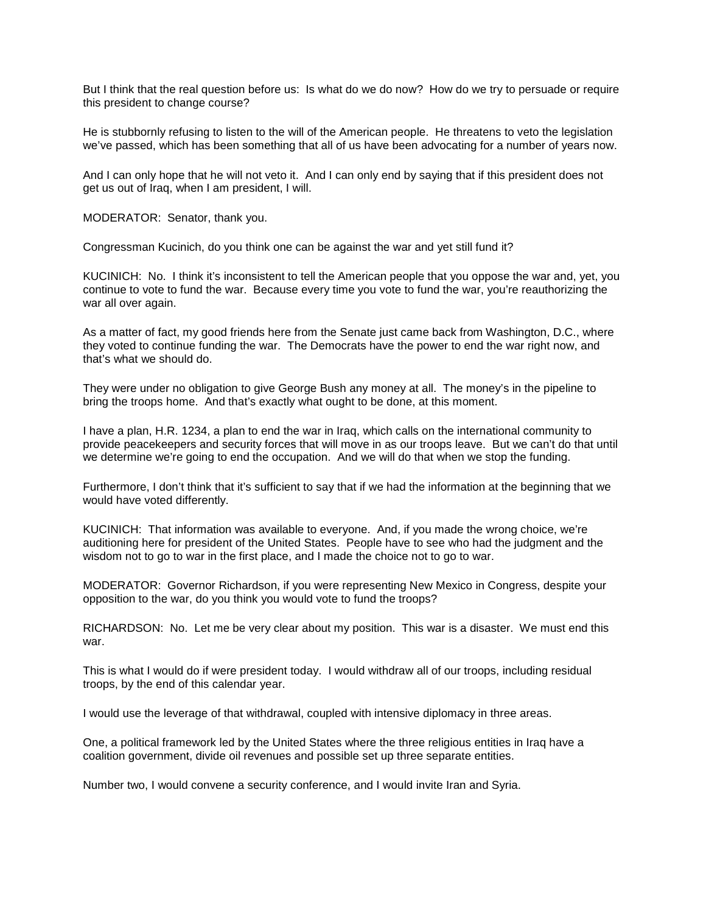But I think that the real question before us: Is what do we do now? How do we try to persuade or require this president to change course?

He is stubbornly refusing to listen to the will of the American people. He threatens to veto the legislation we've passed, which has been something that all of us have been advocating for a number of years now.

And I can only hope that he will not veto it. And I can only end by saying that if this president does not get us out of Iraq, when I am president, I will.

MODERATOR: Senator, thank you.

Congressman Kucinich, do you think one can be against the war and yet still fund it?

KUCINICH: No. I think it's inconsistent to tell the American people that you oppose the war and, yet, you continue to vote to fund the war. Because every time you vote to fund the war, you're reauthorizing the war all over again.

As a matter of fact, my good friends here from the Senate just came back from Washington, D.C., where they voted to continue funding the war. The Democrats have the power to end the war right now, and that's what we should do.

They were under no obligation to give George Bush any money at all. The money's in the pipeline to bring the troops home. And that's exactly what ought to be done, at this moment.

I have a plan, H.R. 1234, a plan to end the war in Iraq, which calls on the international community to provide peacekeepers and security forces that will move in as our troops leave. But we can't do that until we determine we're going to end the occupation. And we will do that when we stop the funding.

Furthermore, I don't think that it's sufficient to say that if we had the information at the beginning that we would have voted differently.

KUCINICH: That information was available to everyone. And, if you made the wrong choice, we're auditioning here for president of the United States. People have to see who had the judgment and the wisdom not to go to war in the first place, and I made the choice not to go to war.

MODERATOR: Governor Richardson, if you were representing New Mexico in Congress, despite your opposition to the war, do you think you would vote to fund the troops?

RICHARDSON: No. Let me be very clear about my position. This war is a disaster. We must end this war.

This is what I would do if were president today. I would withdraw all of our troops, including residual troops, by the end of this calendar year.

I would use the leverage of that withdrawal, coupled with intensive diplomacy in three areas.

One, a political framework led by the United States where the three religious entities in Iraq have a coalition government, divide oil revenues and possible set up three separate entities.

Number two, I would convene a security conference, and I would invite Iran and Syria.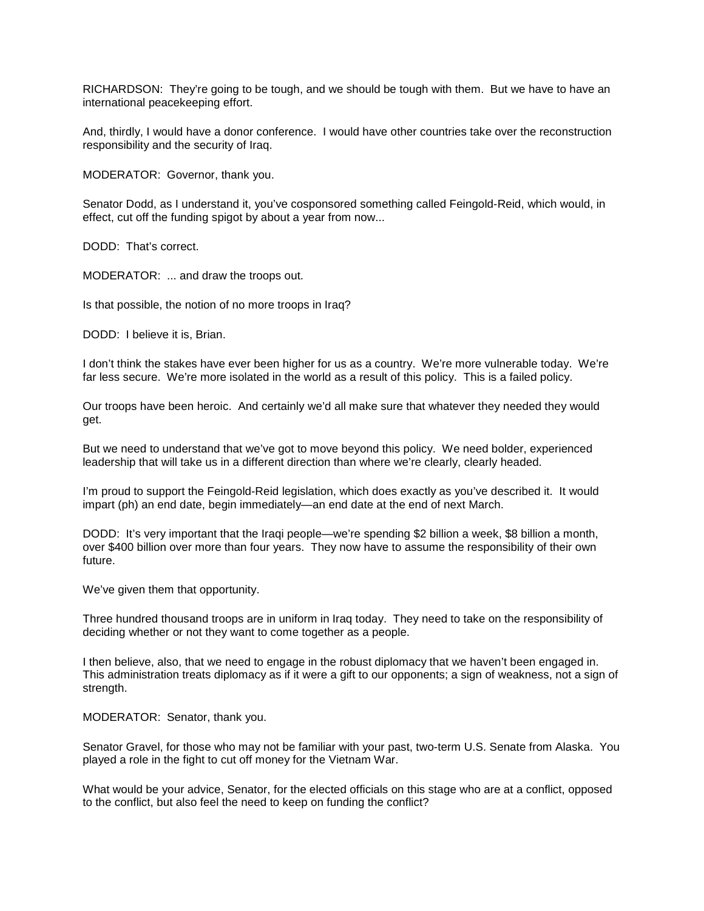RICHARDSON: They're going to be tough, and we should be tough with them. But we have to have an international peacekeeping effort.

And, thirdly, I would have a donor conference. I would have other countries take over the reconstruction responsibility and the security of Iraq.

MODERATOR: Governor, thank you.

Senator Dodd, as I understand it, you've cosponsored something called Feingold-Reid, which would, in effect, cut off the funding spigot by about a year from now...

DODD: That's correct.

MODERATOR: ... and draw the troops out.

Is that possible, the notion of no more troops in Iraq?

DODD: I believe it is, Brian.

I don't think the stakes have ever been higher for us as a country. We're more vulnerable today. We're far less secure. We're more isolated in the world as a result of this policy. This is a failed policy.

Our troops have been heroic. And certainly we'd all make sure that whatever they needed they would get.

But we need to understand that we've got to move beyond this policy. We need bolder, experienced leadership that will take us in a different direction than where we're clearly, clearly headed.

I'm proud to support the Feingold-Reid legislation, which does exactly as you've described it. It would impart (ph) an end date, begin immediately—an end date at the end of next March.

DODD: It's very important that the Iraqi people—we're spending $2 billion a week, $8 billion a month, over $400 billion over more than four years. They now have to assume the responsibility of their own future.

We've given them that opportunity.

Three hundred thousand troops are in uniform in Iraq today. They need to take on the responsibility of deciding whether or not they want to come together as a people.

I then believe, also, that we need to engage in the robust diplomacy that we haven't been engaged in. This administration treats diplomacy as if it were a gift to our opponents; a sign of weakness, not a sign of strength.

MODERATOR: Senator, thank you.

Senator Gravel, for those who may not be familiar with your past, two-term U.S. Senate from Alaska. You played a role in the fight to cut off money for the Vietnam War.

What would be your advice, Senator, for the elected officials on this stage who are at a conflict, opposed to the conflict, but also feel the need to keep on funding the conflict?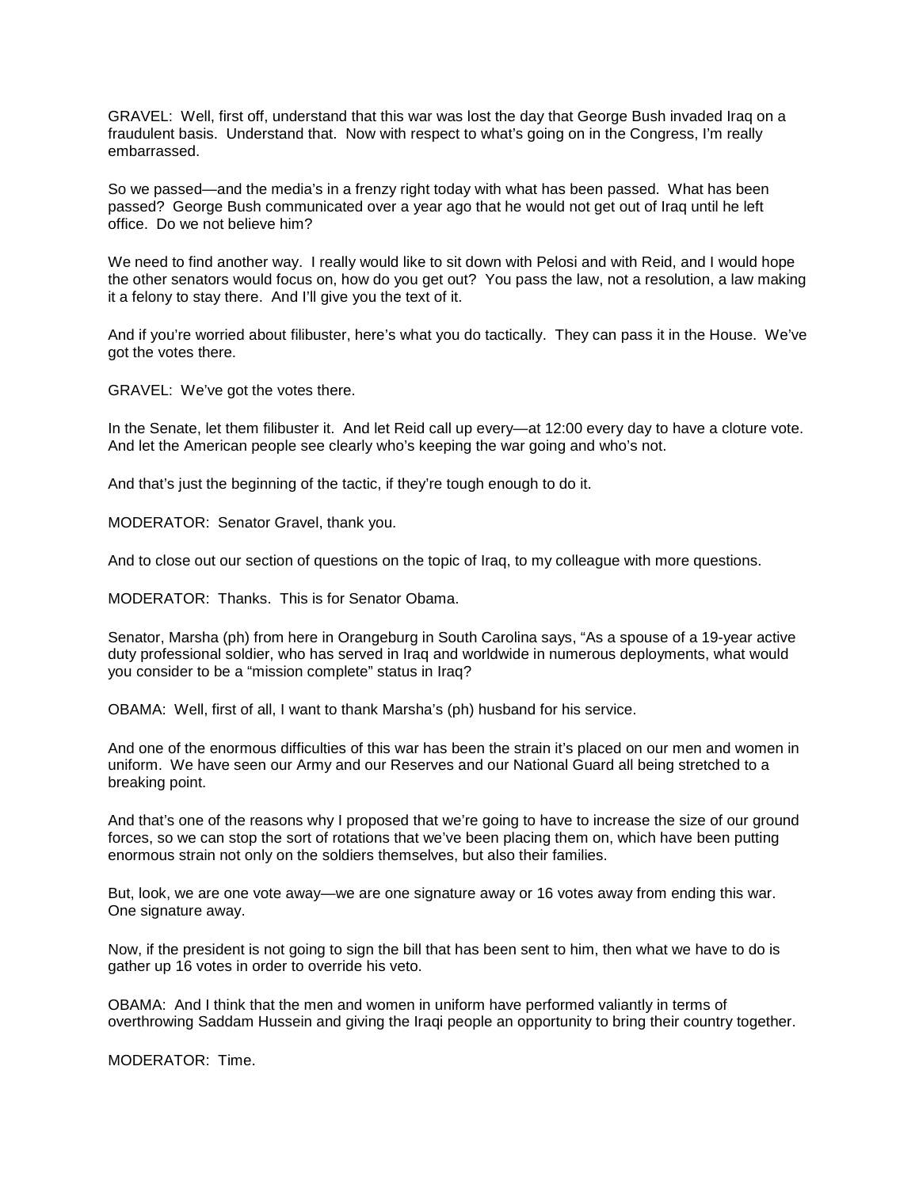GRAVEL: Well, first off, understand that this war was lost the day that George Bush invaded Iraq on a fraudulent basis. Understand that. Now with respect to what's going on in the Congress, I'm really embarrassed.

So we passed—and the media's in a frenzy right today with what has been passed. What has been passed? George Bush communicated over a year ago that he would not get out of Iraq until he left office. Do we not believe him?

We need to find another way. I really would like to sit down with Pelosi and with Reid, and I would hope the other senators would focus on, how do you get out? You pass the law, not a resolution, a law making it a felony to stay there. And I'll give you the text of it.

And if you're worried about filibuster, here's what you do tactically. They can pass it in the House. We've got the votes there.

GRAVEL: We've got the votes there.

In the Senate, let them filibuster it. And let Reid call up every—at 12:00 every day to have a cloture vote. And let the American people see clearly who's keeping the war going and who's not.

And that's just the beginning of the tactic, if they're tough enough to do it.

MODERATOR: Senator Gravel, thank you.

And to close out our section of questions on the topic of Iraq, to my colleague with more questions.

MODERATOR: Thanks. This is for Senator Obama.

Senator, Marsha (ph) from here in Orangeburg in South Carolina says, "As a spouse of a 19-year active duty professional soldier, who has served in Iraq and worldwide in numerous deployments, what would you consider to be a "mission complete" status in Iraq?

OBAMA: Well, first of all, I want to thank Marsha's (ph) husband for his service.

And one of the enormous difficulties of this war has been the strain it's placed on our men and women in uniform. We have seen our Army and our Reserves and our National Guard all being stretched to a breaking point.

And that's one of the reasons why I proposed that we're going to have to increase the size of our ground forces, so we can stop the sort of rotations that we've been placing them on, which have been putting enormous strain not only on the soldiers themselves, but also their families.

But, look, we are one vote away—we are one signature away or 16 votes away from ending this war. One signature away.

Now, if the president is not going to sign the bill that has been sent to him, then what we have to do is gather up 16 votes in order to override his veto.

OBAMA: And I think that the men and women in uniform have performed valiantly in terms of overthrowing Saddam Hussein and giving the Iraqi people an opportunity to bring their country together.

MODERATOR: Time.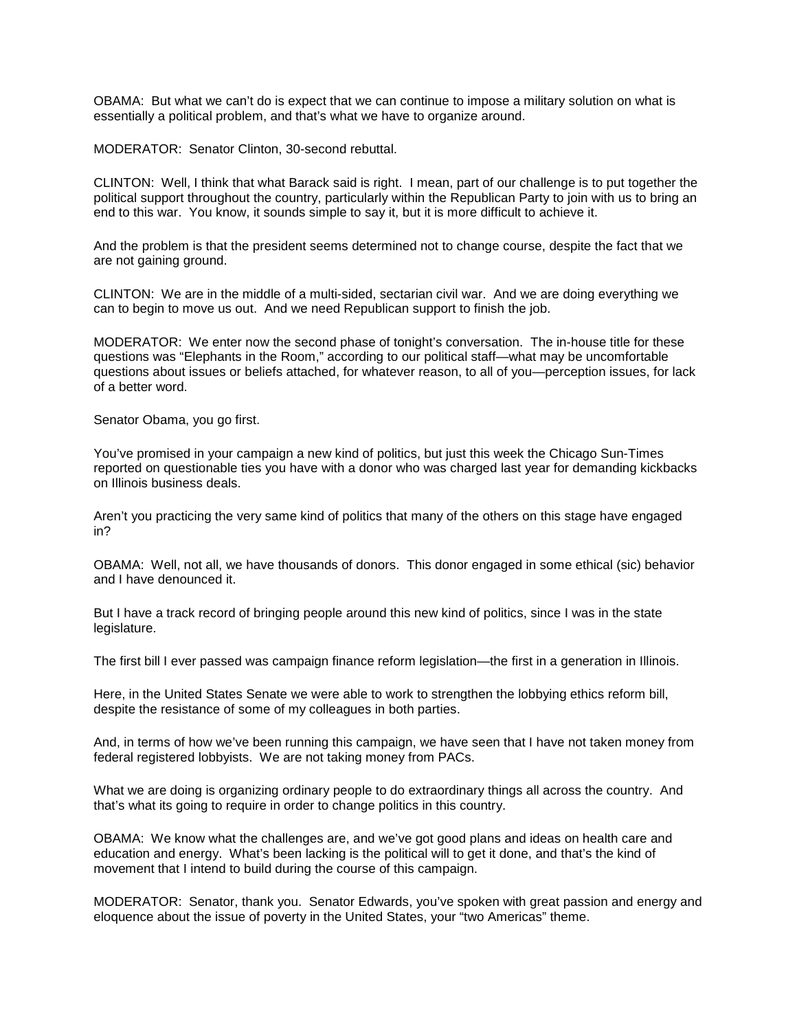OBAMA: But what we can't do is expect that we can continue to impose a military solution on what is essentially a political problem, and that's what we have to organize around.

MODERATOR: Senator Clinton, 30-second rebuttal.

CLINTON: Well, I think that what Barack said is right. I mean, part of our challenge is to put together the political support throughout the country, particularly within the Republican Party to join with us to bring an end to this war. You know, it sounds simple to say it, but it is more difficult to achieve it.

And the problem is that the president seems determined not to change course, despite the fact that we are not gaining ground.

CLINTON: We are in the middle of a multi-sided, sectarian civil war. And we are doing everything we can to begin to move us out. And we need Republican support to finish the job.

MODERATOR: We enter now the second phase of tonight's conversation. The in-house title for these questions was "Elephants in the Room," according to our political staff—what may be uncomfortable questions about issues or beliefs attached, for whatever reason, to all of you—perception issues, for lack of a better word.

Senator Obama, you go first.

You've promised in your campaign a new kind of politics, but just this week the Chicago Sun-Times reported on questionable ties you have with a donor who was charged last year for demanding kickbacks on Illinois business deals.

Aren't you practicing the very same kind of politics that many of the others on this stage have engaged in?

OBAMA: Well, not all, we have thousands of donors. This donor engaged in some ethical (sic) behavior and I have denounced it.

But I have a track record of bringing people around this new kind of politics, since I was in the state legislature.

The first bill I ever passed was campaign finance reform legislation—the first in a generation in Illinois.

Here, in the United States Senate we were able to work to strengthen the lobbying ethics reform bill, despite the resistance of some of my colleagues in both parties.

And, in terms of how we've been running this campaign, we have seen that I have not taken money from federal registered lobbyists. We are not taking money from PACs.

What we are doing is organizing ordinary people to do extraordinary things all across the country. And that's what its going to require in order to change politics in this country.

OBAMA: We know what the challenges are, and we've got good plans and ideas on health care and education and energy. What's been lacking is the political will to get it done, and that's the kind of movement that I intend to build during the course of this campaign.

MODERATOR: Senator, thank you. Senator Edwards, you've spoken with great passion and energy and eloquence about the issue of poverty in the United States, your "two Americas" theme.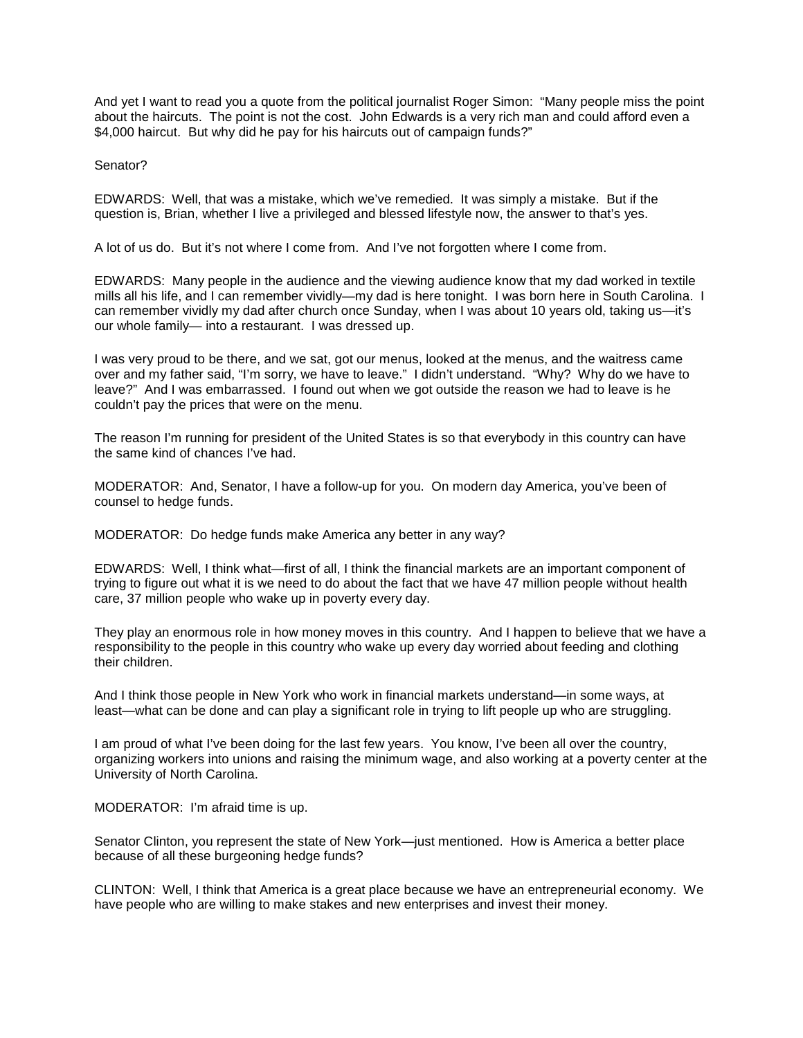And yet I want to read you a quote from the political journalist Roger Simon: "Many people miss the point about the haircuts. The point is not the cost. John Edwards is a very rich man and could afford even a $4,000 haircut. But why did he pay for his haircuts out of campaign funds?"

Senator?

EDWARDS: Well, that was a mistake, which we've remedied. It was simply a mistake. But if the question is, Brian, whether I live a privileged and blessed lifestyle now, the answer to that's yes.

A lot of us do. But it's not where I come from. And I've not forgotten where I come from.

EDWARDS: Many people in the audience and the viewing audience know that my dad worked in textile mills all his life, and I can remember vividly—my dad is here tonight. I was born here in South Carolina. I can remember vividly my dad after church once Sunday, when I was about 10 years old, taking us—it's our whole family— into a restaurant. I was dressed up.

I was very proud to be there, and we sat, got our menus, looked at the menus, and the waitress came over and my father said, "I'm sorry, we have to leave." I didn't understand. "Why? Why do we have to leave?" And I was embarrassed. I found out when we got outside the reason we had to leave is he couldn't pay the prices that were on the menu.

The reason I'm running for president of the United States is so that everybody in this country can have the same kind of chances I've had.

MODERATOR: And, Senator, I have a follow-up for you. On modern day America, you've been of counsel to hedge funds.

MODERATOR: Do hedge funds make America any better in any way?

EDWARDS: Well, I think what—first of all, I think the financial markets are an important component of trying to figure out what it is we need to do about the fact that we have 47 million people without health care, 37 million people who wake up in poverty every day.

They play an enormous role in how money moves in this country. And I happen to believe that we have a responsibility to the people in this country who wake up every day worried about feeding and clothing their children.

And I think those people in New York who work in financial markets understand—in some ways, at least—what can be done and can play a significant role in trying to lift people up who are struggling.

I am proud of what I've been doing for the last few years. You know, I've been all over the country, organizing workers into unions and raising the minimum wage, and also working at a poverty center at the University of North Carolina.

MODERATOR: I'm afraid time is up.

Senator Clinton, you represent the state of New York—just mentioned. How is America a better place because of all these burgeoning hedge funds?

CLINTON: Well, I think that America is a great place because we have an entrepreneurial economy. We have people who are willing to make stakes and new enterprises and invest their money.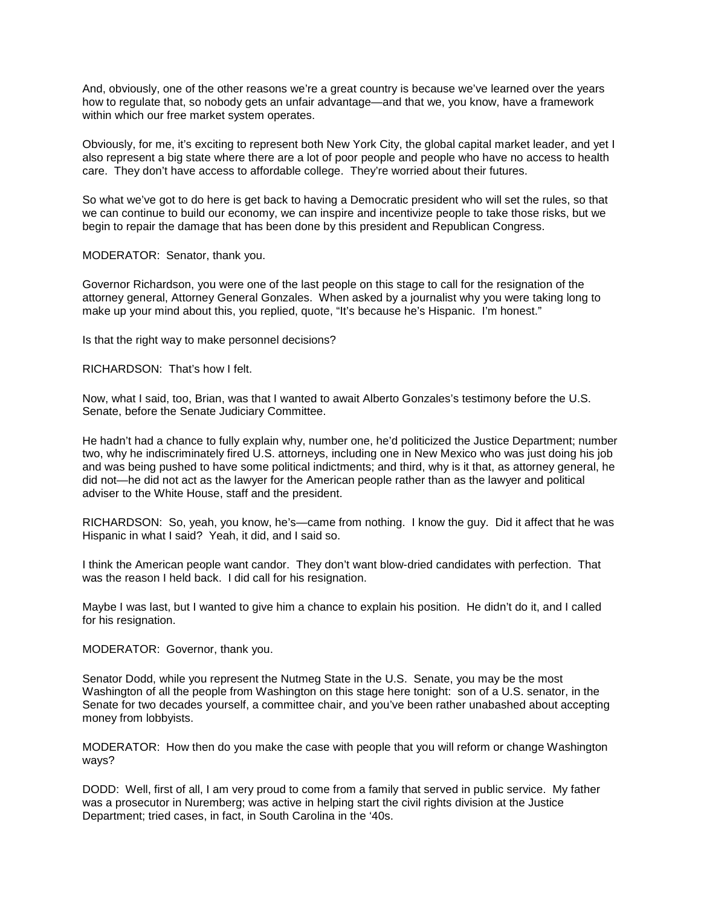And, obviously, one of the other reasons we're a great country is because we've learned over the years how to regulate that, so nobody gets an unfair advantage—and that we, you know, have a framework within which our free market system operates.

Obviously, for me, it's exciting to represent both New York City, the global capital market leader, and yet I also represent a big state where there are a lot of poor people and people who have no access to health care. They don't have access to affordable college. They're worried about their futures.

So what we've got to do here is get back to having a Democratic president who will set the rules, so that we can continue to build our economy, we can inspire and incentivize people to take those risks, but we begin to repair the damage that has been done by this president and Republican Congress.

MODERATOR: Senator, thank you.

Governor Richardson, you were one of the last people on this stage to call for the resignation of the attorney general, Attorney General Gonzales. When asked by a journalist why you were taking long to make up your mind about this, you replied, quote, "It's because he's Hispanic. I'm honest."

Is that the right way to make personnel decisions?

RICHARDSON: That's how I felt.

Now, what I said, too, Brian, was that I wanted to await Alberto Gonzales's testimony before the U.S. Senate, before the Senate Judiciary Committee.

He hadn't had a chance to fully explain why, number one, he'd politicized the Justice Department; number two, why he indiscriminately fired U.S. attorneys, including one in New Mexico who was just doing his job and was being pushed to have some political indictments; and third, why is it that, as attorney general, he did not—he did not act as the lawyer for the American people rather than as the lawyer and political adviser to the White House, staff and the president.

RICHARDSON: So, yeah, you know, he's—came from nothing. I know the guy. Did it affect that he was Hispanic in what I said? Yeah, it did, and I said so.

I think the American people want candor. They don't want blow-dried candidates with perfection. That was the reason I held back. I did call for his resignation.

Maybe I was last, but I wanted to give him a chance to explain his position. He didn't do it, and I called for his resignation.

MODERATOR: Governor, thank you.

Senator Dodd, while you represent the Nutmeg State in the U.S. Senate, you may be the most Washington of all the people from Washington on this stage here tonight: son of a U.S. senator, in the Senate for two decades yourself, a committee chair, and you've been rather unabashed about accepting money from lobbyists.

MODERATOR: How then do you make the case with people that you will reform or change Washington ways?

DODD: Well, first of all, I am very proud to come from a family that served in public service. My father was a prosecutor in Nuremberg; was active in helping start the civil rights division at the Justice Department; tried cases, in fact, in South Carolina in the '40s.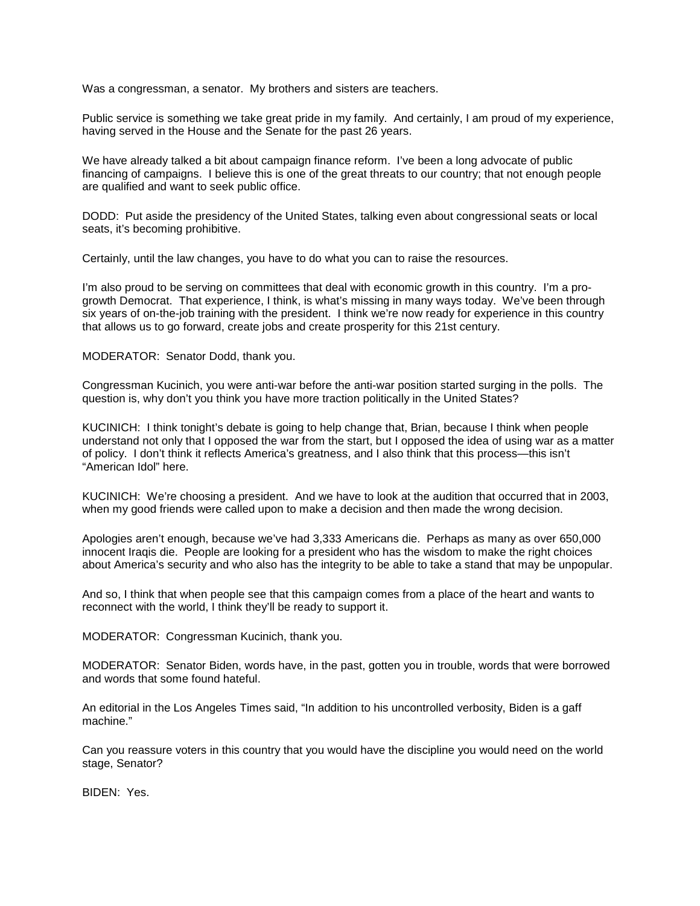Was a congressman, a senator. My brothers and sisters are teachers.

Public service is something we take great pride in my family. And certainly, I am proud of my experience, having served in the House and the Senate for the past 26 years.

We have already talked a bit about campaign finance reform. I've been a long advocate of public financing of campaigns. I believe this is one of the great threats to our country; that not enough people are qualified and want to seek public office.

DODD: Put aside the presidency of the United States, talking even about congressional seats or local seats, it's becoming prohibitive.

Certainly, until the law changes, you have to do what you can to raise the resources.

I'm also proud to be serving on committees that deal with economic growth in this country. I'm a pro-growth Democrat. That experience, I think, is what's missing in many ways today. We've been through six years of on-the-job training with the president. I think we're now ready for experience in this country that allows us to go forward, create jobs and create prosperity for this 21st century.

MODERATOR: Senator Dodd, thank you.

Congressman Kucinich, you were anti-war before the anti-war position started surging in the polls. The question is, why don't you think you have more traction politically in the United States?

KUCINICH: I think tonight's debate is going to help change that, Brian, because I think when people understand not only that I opposed the war from the start, but I opposed the idea of using war as a matter of policy. I don't think it reflects America's greatness, and I also think that this process—this isn't "American Idol" here.

KUCINICH: We're choosing a president. And we have to look at the audition that occurred that in 2003, when my good friends were called upon to make a decision and then made the wrong decision.

Apologies aren't enough, because we've had 3,333 Americans die. Perhaps as many as over 650,000 innocent Iraqis die. People are looking for a president who has the wisdom to make the right choices about America's security and who also has the integrity to be able to take a stand that may be unpopular.

And so, I think that when people see that this campaign comes from a place of the heart and wants to reconnect with the world, I think they'll be ready to support it.

MODERATOR: Congressman Kucinich, thank you.

MODERATOR: Senator Biden, words have, in the past, gotten you in trouble, words that were borrowed and words that some found hateful.

An editorial in the Los Angeles Times said, "In addition to his uncontrolled verbosity, Biden is a gaff machine."

Can you reassure voters in this country that you would have the discipline you would need on the world stage, Senator?

BIDEN: Yes.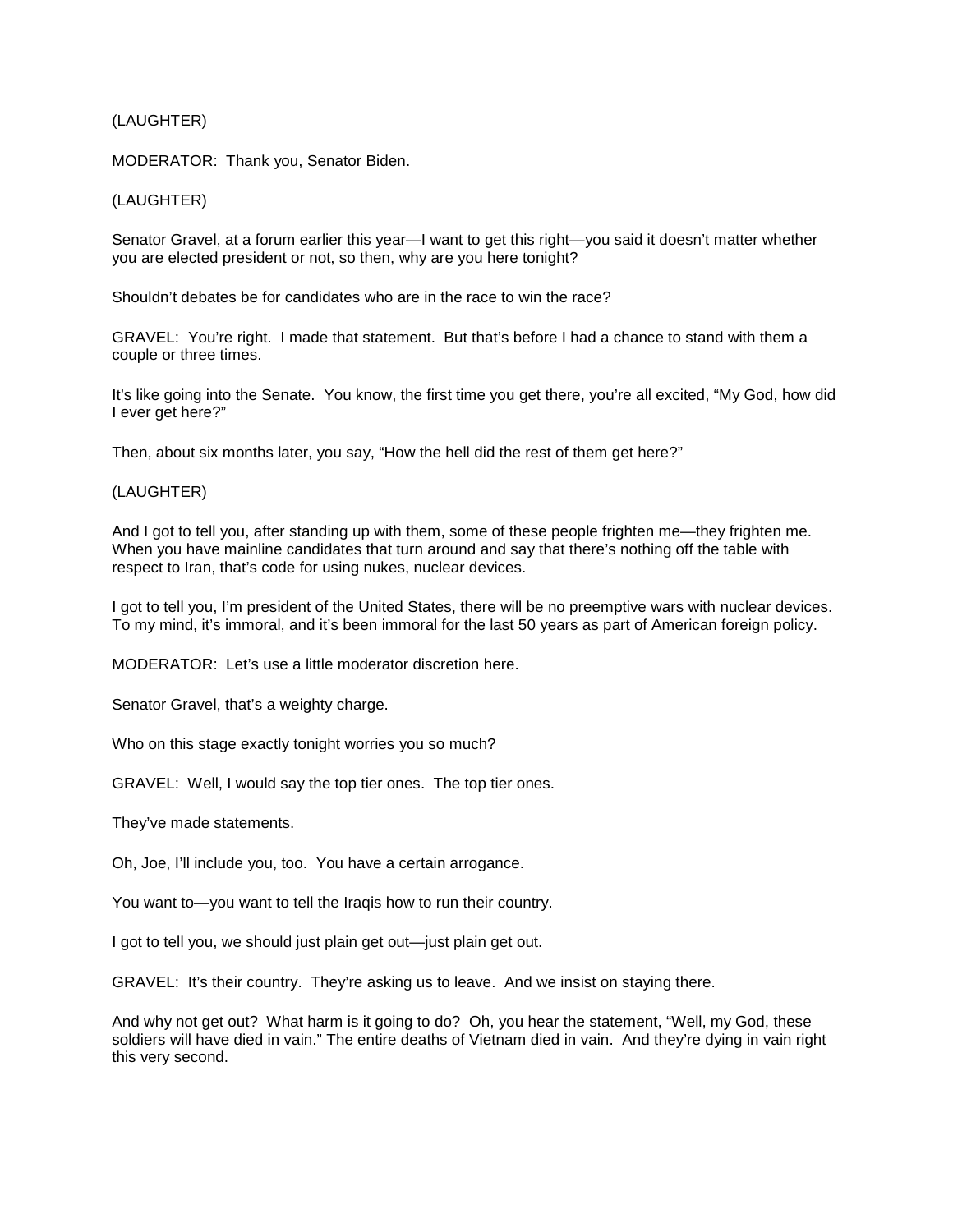(LAUGHTER)

MODERATOR: Thank you, Senator Biden.

(LAUGHTER)

Senator Gravel, at a forum earlier this year—I want to get this right—you said it doesn't matter whether you are elected president or not, so then, why are you here tonight?

Shouldn't debates be for candidates who are in the race to win the race?

GRAVEL: You're right. I made that statement. But that's before I had a chance to stand with them a couple or three times.

It's like going into the Senate. You know, the first time you get there, you're all excited, "My God, how did I ever get here?"

Then, about six months later, you say, "How the hell did the rest of them get here?"

(LAUGHTER)

And I got to tell you, after standing up with them, some of these people frighten me—they frighten me. When you have mainline candidates that turn around and say that there's nothing off the table with respect to Iran, that's code for using nukes, nuclear devices.

I got to tell you, I'm president of the United States, there will be no preemptive wars with nuclear devices. To my mind, it's immoral, and it's been immoral for the last 50 years as part of American foreign policy.

MODERATOR: Let's use a little moderator discretion here.

Senator Gravel, that's a weighty charge.

Who on this stage exactly tonight worries you so much?

GRAVEL: Well, I would say the top tier ones. The top tier ones.

They've made statements.

Oh, Joe, I'll include you, too. You have a certain arrogance.

You want to—you want to tell the Iraqis how to run their country.

I got to tell you, we should just plain get out—just plain get out.

GRAVEL: It's their country. They're asking us to leave. And we insist on staying there.

And why not get out? What harm is it going to do? Oh, you hear the statement, "Well, my God, these soldiers will have died in vain." The entire deaths of Vietnam died in vain. And they're dying in vain right this very second.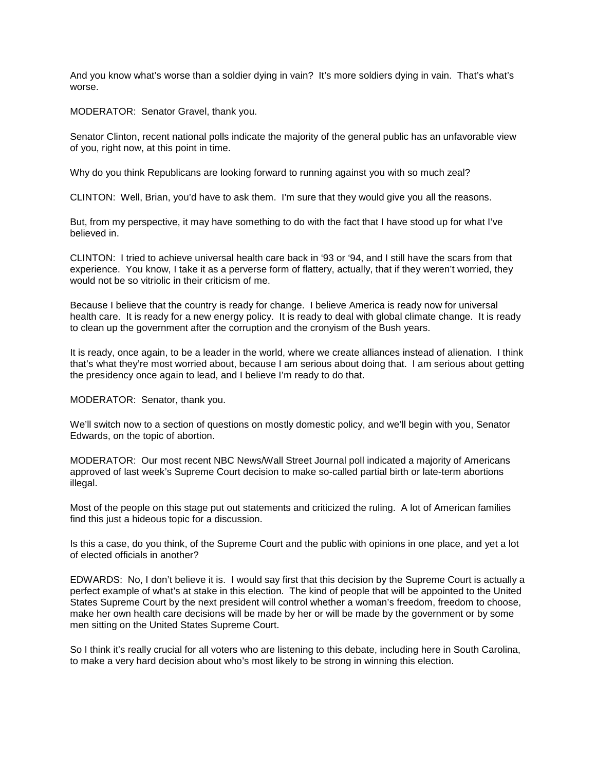And you know what's worse than a soldier dying in vain? It's more soldiers dying in vain. That's what's worse.

MODERATOR: Senator Gravel, thank you.

Senator Clinton, recent national polls indicate the majority of the general public has an unfavorable view of you, right now, at this point in time.

Why do you think Republicans are looking forward to running against you with so much zeal?

CLINTON: Well, Brian, you'd have to ask them. I'm sure that they would give you all the reasons.

But, from my perspective, it may have something to do with the fact that I have stood up for what I've believed in.

CLINTON: I tried to achieve universal health care back in '93 or '94, and I still have the scars from that experience. You know, I take it as a perverse form of flattery, actually, that if they weren't worried, they would not be so vitriolic in their criticism of me.

Because I believe that the country is ready for change. I believe America is ready now for universal health care. It is ready for a new energy policy. It is ready to deal with global climate change. It is ready to clean up the government after the corruption and the cronyism of the Bush years.

It is ready, once again, to be a leader in the world, where we create alliances instead of alienation. I think that's what they're most worried about, because I am serious about doing that. I am serious about getting the presidency once again to lead, and I believe I'm ready to do that.

MODERATOR: Senator, thank you.

We'll switch now to a section of questions on mostly domestic policy, and we'll begin with you, Senator Edwards, on the topic of abortion.

MODERATOR: Our most recent NBC News/Wall Street Journal poll indicated a majority of Americans approved of last week's Supreme Court decision to make so-called partial birth or late-term abortions illegal.

Most of the people on this stage put out statements and criticized the ruling. A lot of American families find this just a hideous topic for a discussion.

Is this a case, do you think, of the Supreme Court and the public with opinions in one place, and yet a lot of elected officials in another?

EDWARDS: No, I don't believe it is. I would say first that this decision by the Supreme Court is actually a perfect example of what's at stake in this election. The kind of people that will be appointed to the United States Supreme Court by the next president will control whether a woman's freedom, freedom to choose, make her own health care decisions will be made by her or will be made by the government or by some men sitting on the United States Supreme Court.

So I think it's really crucial for all voters who are listening to this debate, including here in South Carolina, to make a very hard decision about who's most likely to be strong in winning this election.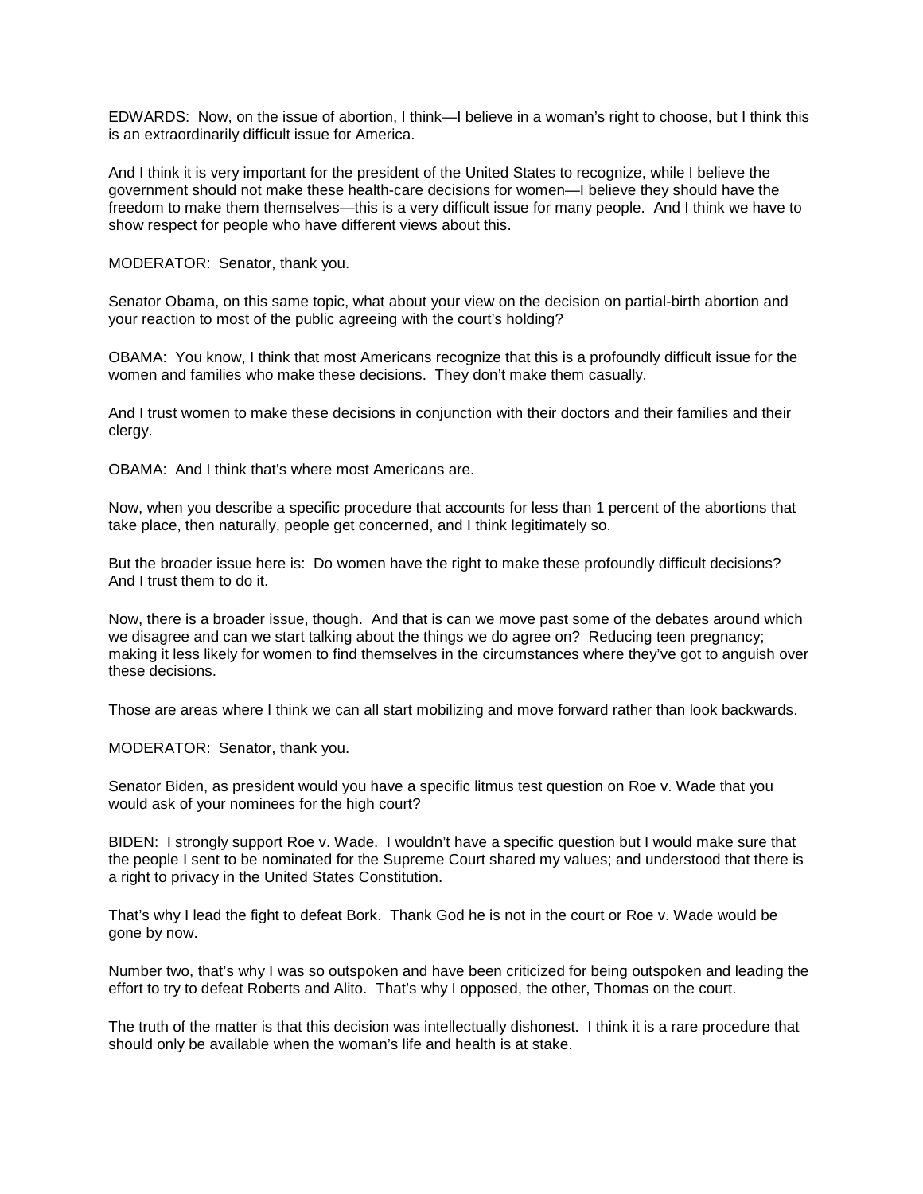EDWARDS: Now, on the issue of abortion, I think—I believe in a woman's right to choose, but I think this is an extraordinarily difficult issue for America.

And I think it is very important for the president of the United States to recognize, while I believe the government should not make these health-care decisions for women—I believe they should have the freedom to make them themselves—this is a very difficult issue for many people. And I think we have to show respect for people who have different views about this.

MODERATOR: Senator, thank you.

Senator Obama, on this same topic, what about your view on the decision on partial-birth abortion and your reaction to most of the public agreeing with the court's holding?

OBAMA: You know, I think that most Americans recognize that this is a profoundly difficult issue for the women and families who make these decisions. They don't make them casually.

And I trust women to make these decisions in conjunction with their doctors and their families and their clergy.

OBAMA: And I think that's where most Americans are.

Now, when you describe a specific procedure that accounts for less than 1 percent of the abortions that take place, then naturally, people get concerned, and I think legitimately so.

But the broader issue here is: Do women have the right to make these profoundly difficult decisions? And I trust them to do it.

Now, there is a broader issue, though. And that is can we move past some of the debates around which we disagree and can we start talking about the things we do agree on? Reducing teen pregnancy; making it less likely for women to find themselves in the circumstances where they've got to anguish over these decisions.

Those are areas where I think we can all start mobilizing and move forward rather than look backwards.

MODERATOR: Senator, thank you.

Senator Biden, as president would you have a specific litmus test question on Roe v. Wade that you would ask of your nominees for the high court?

BIDEN: I strongly support Roe v. Wade. I wouldn't have a specific question but I would make sure that the people I sent to be nominated for the Supreme Court shared my values; and understood that there is a right to privacy in the United States Constitution.

That's why I lead the fight to defeat Bork. Thank God he is not in the court or Roe v. Wade would be gone by now.

Number two, that's why I was so outspoken and have been criticized for being outspoken and leading the effort to try to defeat Roberts and Alito. That's why I opposed, the other, Thomas on the court.

The truth of the matter is that this decision was intellectually dishonest. I think it is a rare procedure that should only be available when the woman's life and health is at stake.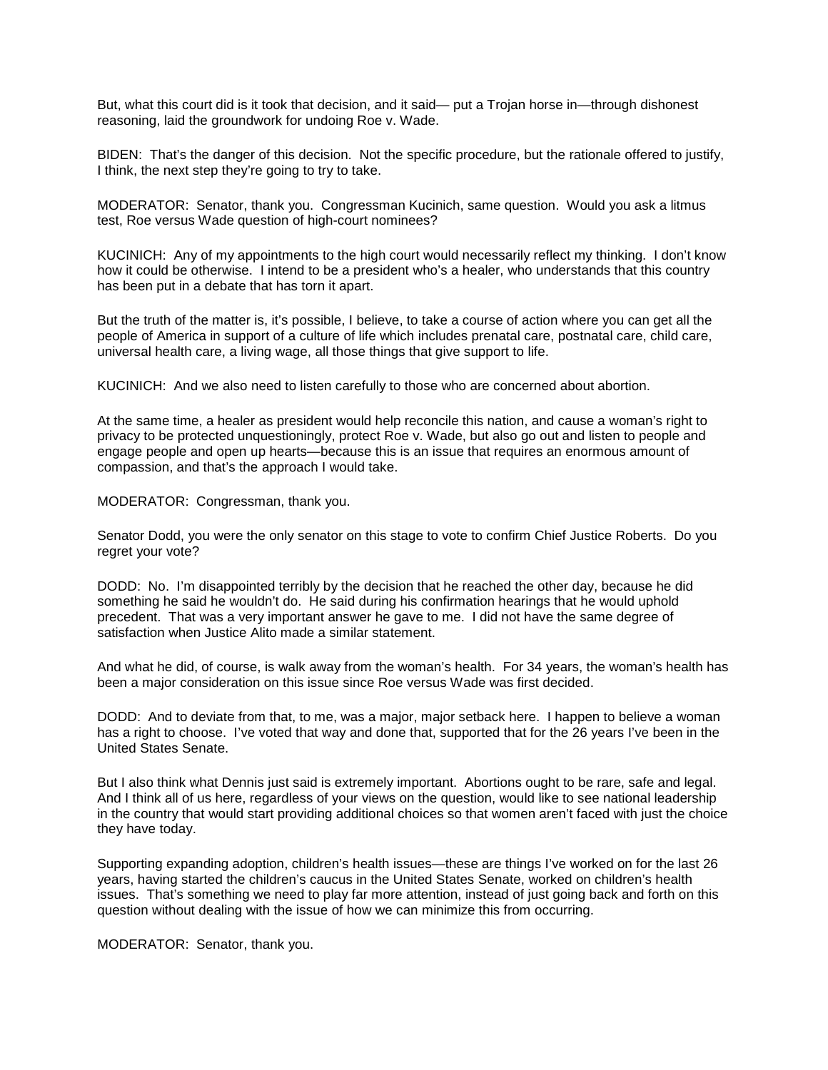But, what this court did is it took that decision, and it said— put a Trojan horse in—through dishonest reasoning, laid the groundwork for undoing Roe v. Wade.

BIDEN: That's the danger of this decision. Not the specific procedure, but the rationale offered to justify, I think, the next step they're going to try to take.

MODERATOR: Senator, thank you. Congressman Kucinich, same question. Would you ask a litmus test, Roe versus Wade question of high-court nominees?

KUCINICH: Any of my appointments to the high court would necessarily reflect my thinking. I don't know how it could be otherwise. I intend to be a president who's a healer, who understands that this country has been put in a debate that has torn it apart.

But the truth of the matter is, it's possible, I believe, to take a course of action where you can get all the people of America in support of a culture of life which includes prenatal care, postnatal care, child care, universal health care, a living wage, all those things that give support to life.

KUCINICH: And we also need to listen carefully to those who are concerned about abortion.

At the same time, a healer as president would help reconcile this nation, and cause a woman's right to privacy to be protected unquestioningly, protect Roe v. Wade, but also go out and listen to people and engage people and open up hearts—because this is an issue that requires an enormous amount of compassion, and that's the approach I would take.

MODERATOR: Congressman, thank you.

Senator Dodd, you were the only senator on this stage to vote to confirm Chief Justice Roberts. Do you regret your vote?

DODD: No. I'm disappointed terribly by the decision that he reached the other day, because he did something he said he wouldn't do. He said during his confirmation hearings that he would uphold precedent. That was a very important answer he gave to me. I did not have the same degree of satisfaction when Justice Alito made a similar statement.

And what he did, of course, is walk away from the woman's health. For 34 years, the woman's health has been a major consideration on this issue since Roe versus Wade was first decided.

DODD: And to deviate from that, to me, was a major, major setback here. I happen to believe a woman has a right to choose. I've voted that way and done that, supported that for the 26 years I've been in the United States Senate.

But I also think what Dennis just said is extremely important. Abortions ought to be rare, safe and legal. And I think all of us here, regardless of your views on the question, would like to see national leadership in the country that would start providing additional choices so that women aren't faced with just the choice they have today.

Supporting expanding adoption, children's health issues—these are things I've worked on for the last 26 years, having started the children's caucus in the United States Senate, worked on children's health issues. That's something we need to play far more attention, instead of just going back and forth on this question without dealing with the issue of how we can minimize this from occurring.

MODERATOR: Senator, thank you.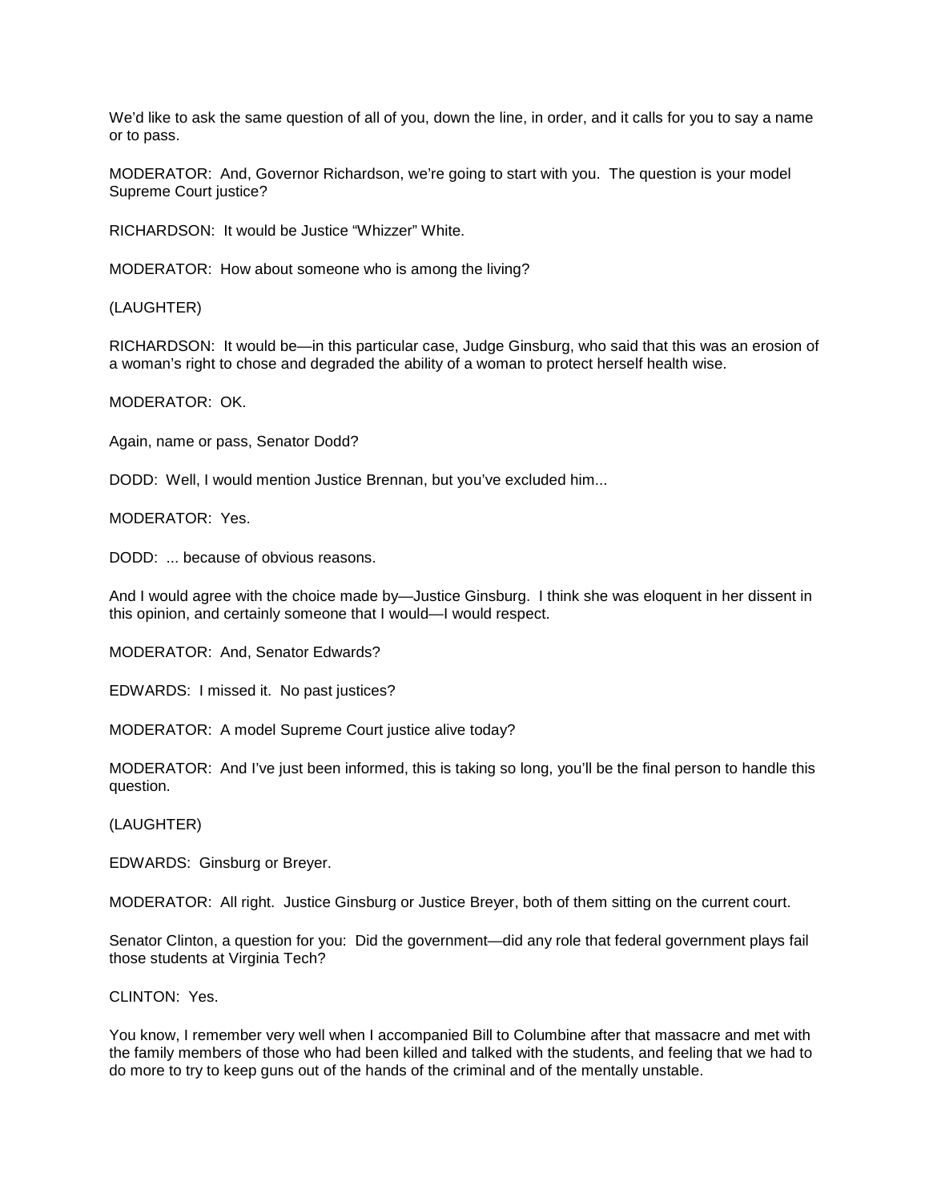We'd like to ask the same question of all of you, down the line, in order, and it calls for you to say a name or to pass.

MODERATOR: And, Governor Richardson, we're going to start with you. The question is your model Supreme Court justice?

RICHARDSON: It would be Justice "Whizzer" White.

MODERATOR: How about someone who is among the living?

(LAUGHTER)

RICHARDSON: It would be—in this particular case, Judge Ginsburg, who said that this was an erosion of a woman's right to chose and degraded the ability of a woman to protect herself health wise.

MODERATOR: OK.

Again, name or pass, Senator Dodd?

DODD: Well, I would mention Justice Brennan, but you've excluded him...

MODERATOR: Yes.

DODD: ... because of obvious reasons.

And I would agree with the choice made by—Justice Ginsburg. I think she was eloquent in her dissent in this opinion, and certainly someone that I would—I would respect.

MODERATOR: And, Senator Edwards?

EDWARDS: I missed it. No past justices?

MODERATOR: A model Supreme Court justice alive today?

MODERATOR: And I've just been informed, this is taking so long, you'll be the final person to handle this question.

(LAUGHTER)

EDWARDS: Ginsburg or Breyer.

MODERATOR: All right. Justice Ginsburg or Justice Breyer, both of them sitting on the current court.

Senator Clinton, a question for you: Did the government—did any role that federal government plays fail those students at Virginia Tech?

CLINTON: Yes.

You know, I remember very well when I accompanied Bill to Columbine after that massacre and met with the family members of those who had been killed and talked with the students, and feeling that we had to do more to try to keep guns out of the hands of the criminal and of the mentally unstable.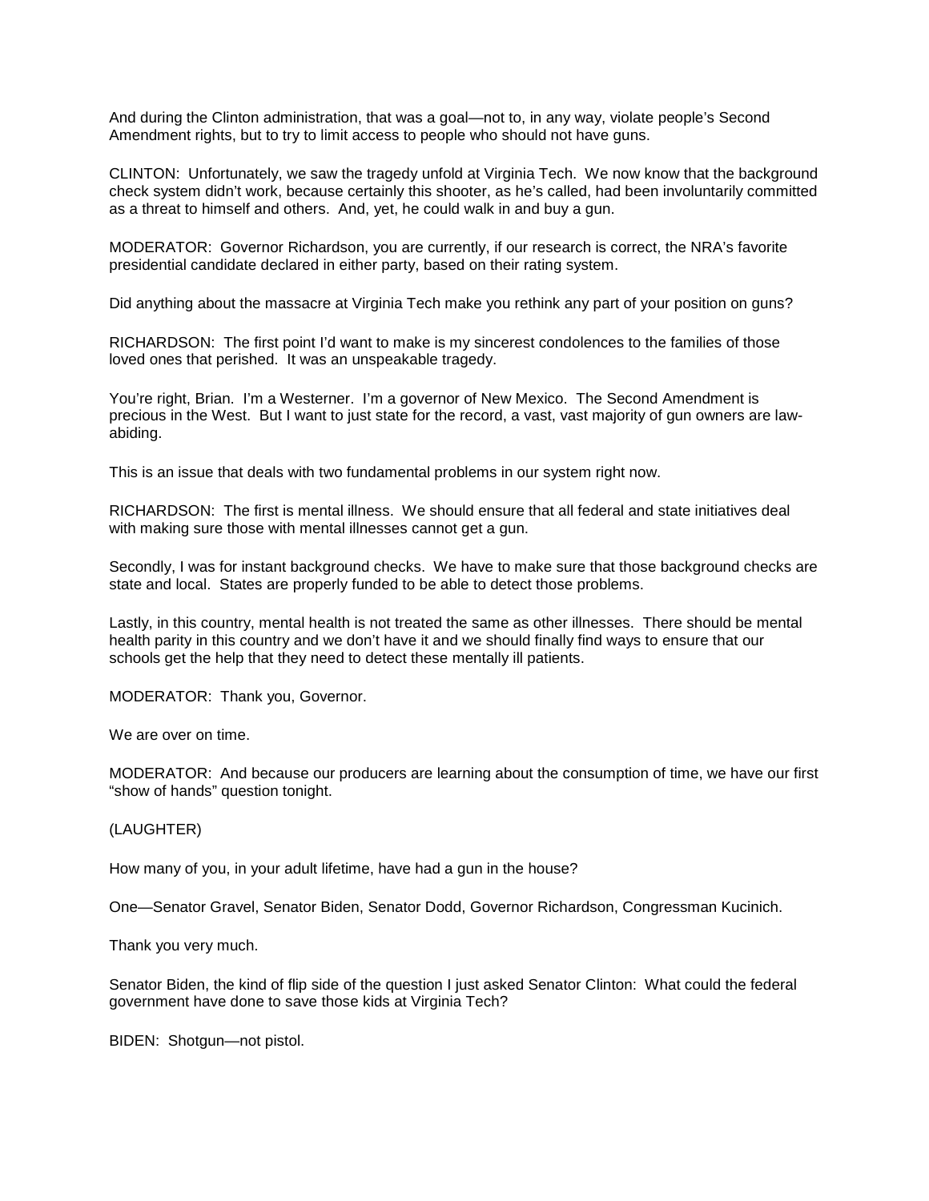And during the Clinton administration, that was a goal—not to, in any way, violate people's Second Amendment rights, but to try to limit access to people who should not have guns.

CLINTON: Unfortunately, we saw the tragedy unfold at Virginia Tech. We now know that the background check system didn't work, because certainly this shooter, as he's called, had been involuntarily committed as a threat to himself and others. And, yet, he could walk in and buy a gun.

MODERATOR: Governor Richardson, you are currently, if our research is correct, the NRA's favorite presidential candidate declared in either party, based on their rating system.

Did anything about the massacre at Virginia Tech make you rethink any part of your position on guns?

RICHARDSON: The first point I'd want to make is my sincerest condolences to the families of those loved ones that perished. It was an unspeakable tragedy.

You're right, Brian. I'm a Westerner. I'm a governor of New Mexico. The Second Amendment is precious in the West. But I want to just state for the record, a vast, vast majority of gun owners are law-abiding.

This is an issue that deals with two fundamental problems in our system right now.

RICHARDSON: The first is mental illness. We should ensure that all federal and state initiatives deal with making sure those with mental illnesses cannot get a gun.

Secondly, I was for instant background checks. We have to make sure that those background checks are state and local. States are properly funded to be able to detect those problems.

Lastly, in this country, mental health is not treated the same as other illnesses. There should be mental health parity in this country and we don't have it and we should finally find ways to ensure that our schools get the help that they need to detect these mentally ill patients.

MODERATOR: Thank you, Governor.

We are over on time.

MODERATOR: And because our producers are learning about the consumption of time, we have our first "show of hands" question tonight.

(LAUGHTER)

How many of you, in your adult lifetime, have had a gun in the house?

One—Senator Gravel, Senator Biden, Senator Dodd, Governor Richardson, Congressman Kucinich.

Thank you very much.

Senator Biden, the kind of flip side of the question I just asked Senator Clinton: What could the federal government have done to save those kids at Virginia Tech?

BIDEN: Shotgun—not pistol.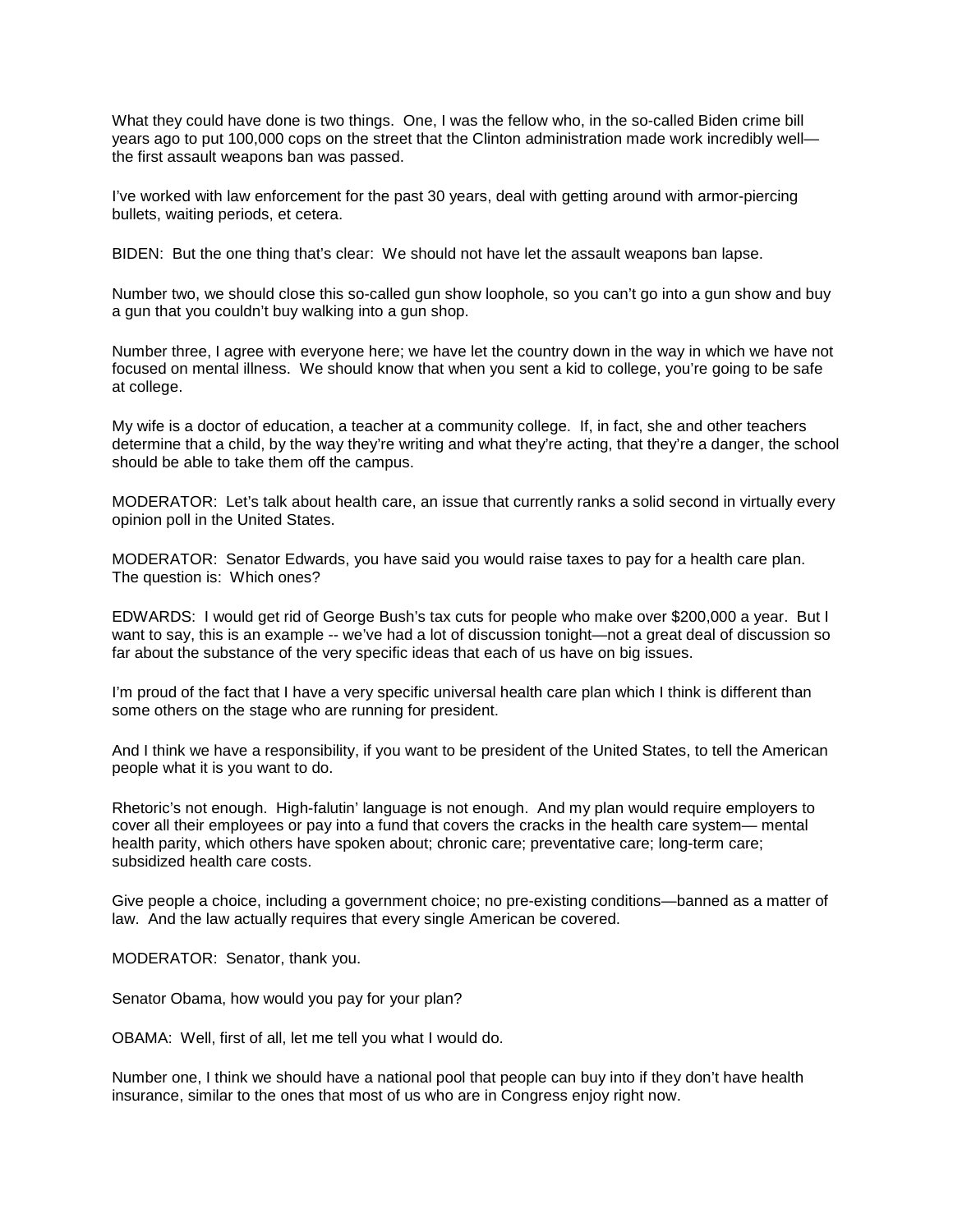What they could have done is two things. One, I was the fellow who, in the so-called Biden crime bill years ago to put 100,000 cops on the street that the Clinton administration made work incredibly well—the first assault weapons ban was passed.

I've worked with law enforcement for the past 30 years, deal with getting around with armor-piercing bullets, waiting periods, et cetera.

BIDEN: But the one thing that's clear: We should not have let the assault weapons ban lapse.

Number two, we should close this so-called gun show loophole, so you can't go into a gun show and buy a gun that you couldn't buy walking into a gun shop.

Number three, I agree with everyone here; we have let the country down in the way in which we have not focused on mental illness. We should know that when you sent a kid to college, you're going to be safe at college.

My wife is a doctor of education, a teacher at a community college. If, in fact, she and other teachers determine that a child, by the way they're writing and what they're acting, that they're a danger, the school should be able to take them off the campus.

MODERATOR: Let's talk about health care, an issue that currently ranks a solid second in virtually every opinion poll in the United States.

MODERATOR: Senator Edwards, you have said you would raise taxes to pay for a health care plan. The question is: Which ones?

EDWARDS: I would get rid of George Bush's tax cuts for people who make over $200,000 a year. But I want to say, this is an example -- we've had a lot of discussion tonight—not a great deal of discussion so far about the substance of the very specific ideas that each of us have on big issues.

I'm proud of the fact that I have a very specific universal health care plan which I think is different than some others on the stage who are running for president.

And I think we have a responsibility, if you want to be president of the United States, to tell the American people what it is you want to do.

Rhetoric's not enough. High-falutin' language is not enough. And my plan would require employers to cover all their employees or pay into a fund that covers the cracks in the health care system— mental health parity, which others have spoken about; chronic care; preventative care; long-term care; subsidized health care costs.

Give people a choice, including a government choice; no pre-existing conditions—banned as a matter of law. And the law actually requires that every single American be covered.

MODERATOR: Senator, thank you.

Senator Obama, how would you pay for your plan?

OBAMA: Well, first of all, let me tell you what I would do.

Number one, I think we should have a national pool that people can buy into if they don't have health insurance, similar to the ones that most of us who are in Congress enjoy right now.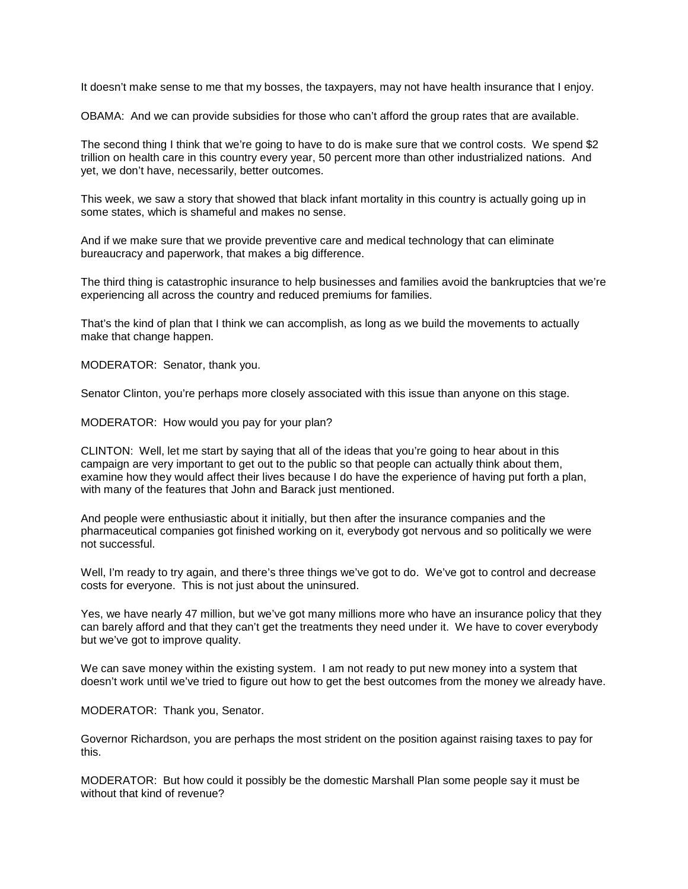It doesn't make sense to me that my bosses, the taxpayers, may not have health insurance that I enjoy.

OBAMA: And we can provide subsidies for those who can't afford the group rates that are available.

The second thing I think that we're going to have to do is make sure that we control costs. We spend $2 trillion on health care in this country every year, 50 percent more than other industrialized nations. And yet, we don't have, necessarily, better outcomes.

This week, we saw a story that showed that black infant mortality in this country is actually going up in some states, which is shameful and makes no sense.

And if we make sure that we provide preventive care and medical technology that can eliminate bureaucracy and paperwork, that makes a big difference.

The third thing is catastrophic insurance to help businesses and families avoid the bankruptcies that we're experiencing all across the country and reduced premiums for families.

That's the kind of plan that I think we can accomplish, as long as we build the movements to actually make that change happen.

MODERATOR: Senator, thank you.

Senator Clinton, you're perhaps more closely associated with this issue than anyone on this stage.

MODERATOR: How would you pay for your plan?

CLINTON: Well, let me start by saying that all of the ideas that you're going to hear about in this campaign are very important to get out to the public so that people can actually think about them, examine how they would affect their lives because I do have the experience of having put forth a plan, with many of the features that John and Barack just mentioned.

And people were enthusiastic about it initially, but then after the insurance companies and the pharmaceutical companies got finished working on it, everybody got nervous and so politically we were not successful.

Well, I'm ready to try again, and there's three things we've got to do. We've got to control and decrease costs for everyone. This is not just about the uninsured.

Yes, we have nearly 47 million, but we've got many millions more who have an insurance policy that they can barely afford and that they can't get the treatments they need under it. We have to cover everybody but we've got to improve quality.

We can save money within the existing system. I am not ready to put new money into a system that doesn't work until we've tried to figure out how to get the best outcomes from the money we already have.

MODERATOR: Thank you, Senator.

Governor Richardson, you are perhaps the most strident on the position against raising taxes to pay for this.

MODERATOR: But how could it possibly be the domestic Marshall Plan some people say it must be without that kind of revenue?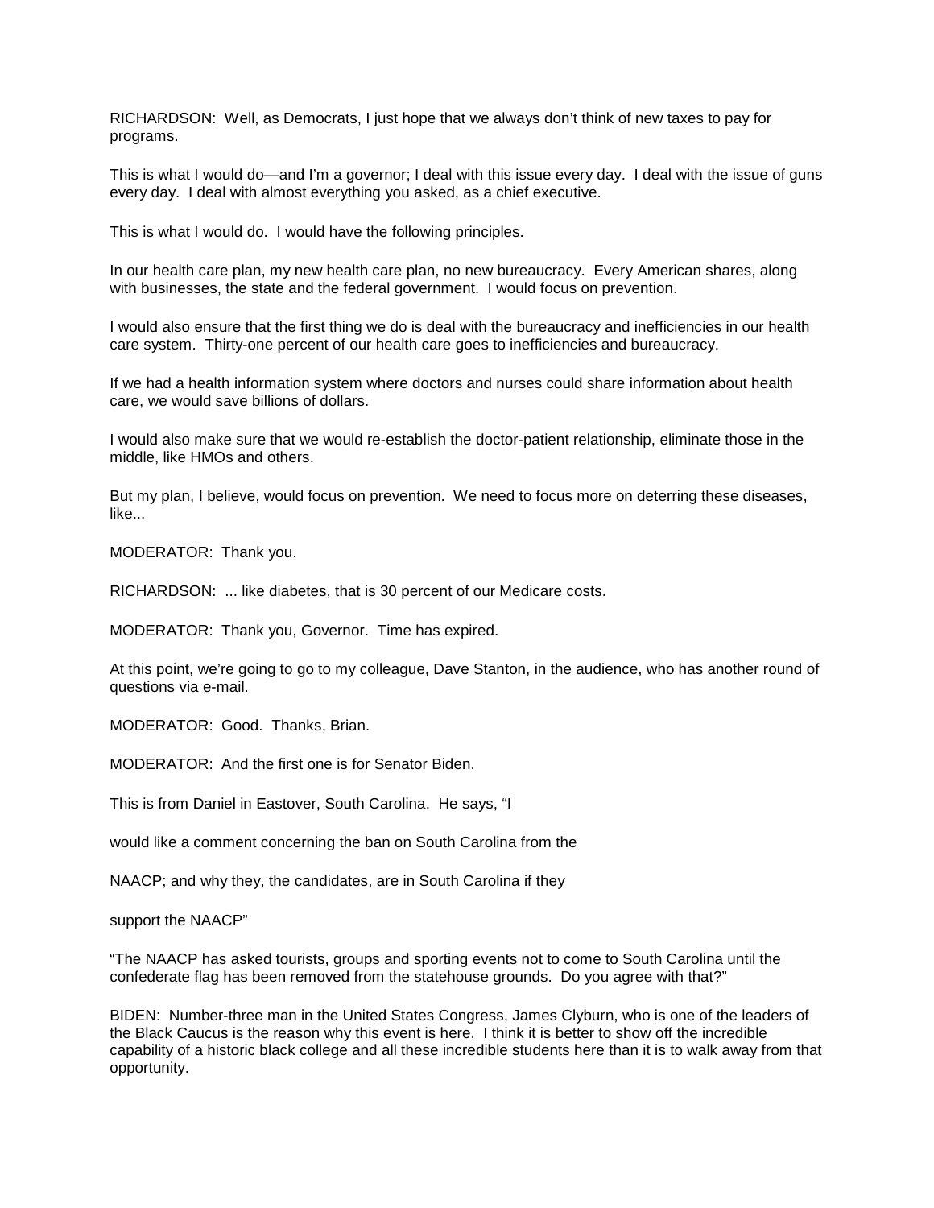RICHARDSON: Well, as Democrats, I just hope that we always don't think of new taxes to pay for programs.

This is what I would do—and I'm a governor; I deal with this issue every day. I deal with the issue of guns every day. I deal with almost everything you asked, as a chief executive.

This is what I would do. I would have the following principles.

In our health care plan, my new health care plan, no new bureaucracy. Every American shares, along with businesses, the state and the federal government. I would focus on prevention.

I would also ensure that the first thing we do is deal with the bureaucracy and inefficiencies in our health care system. Thirty-one percent of our health care goes to inefficiencies and bureaucracy.

If we had a health information system where doctors and nurses could share information about health care, we would save billions of dollars.

I would also make sure that we would re-establish the doctor-patient relationship, eliminate those in the middle, like HMOs and others.

But my plan, I believe, would focus on prevention. We need to focus more on deterring these diseases, like...

MODERATOR: Thank you.

RICHARDSON: ... like diabetes, that is 30 percent of our Medicare costs.

MODERATOR: Thank you, Governor. Time has expired.

At this point, we're going to go to my colleague, Dave Stanton, in the audience, who has another round of questions via e-mail.

MODERATOR: Good. Thanks, Brian.

MODERATOR: And the first one is for Senator Biden.

This is from Daniel in Eastover, South Carolina. He says, "I

would like a comment concerning the ban on South Carolina from the

NAACP; and why they, the candidates, are in South Carolina if they

support the NAACP"

"The NAACP has asked tourists, groups and sporting events not to come to South Carolina until the confederate flag has been removed from the statehouse grounds. Do you agree with that?"

BIDEN: Number-three man in the United States Congress, James Clyburn, who is one of the leaders of the Black Caucus is the reason why this event is here. I think it is better to show off the incredible capability of a historic black college and all these incredible students here than it is to walk away from that opportunity.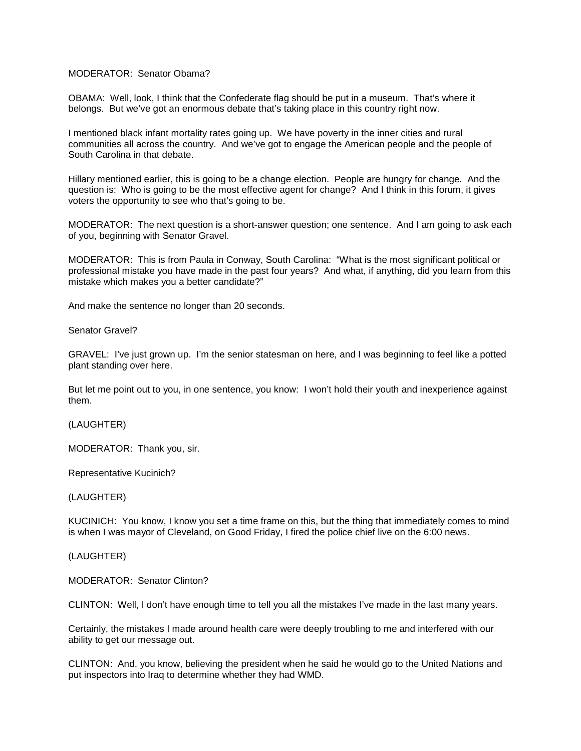MODERATOR: Senator Obama?

OBAMA: Well, look, I think that the Confederate flag should be put in a museum. That's where it belongs. But we've got an enormous debate that's taking place in this country right now.

I mentioned black infant mortality rates going up. We have poverty in the inner cities and rural communities all across the country. And we've got to engage the American people and the people of South Carolina in that debate.

Hillary mentioned earlier, this is going to be a change election. People are hungry for change. And the question is: Who is going to be the most effective agent for change? And I think in this forum, it gives voters the opportunity to see who that's going to be.

MODERATOR: The next question is a short-answer question; one sentence. And I am going to ask each of you, beginning with Senator Gravel.

MODERATOR: This is from Paula in Conway, South Carolina: "What is the most significant political or professional mistake you have made in the past four years? And what, if anything, did you learn from this mistake which makes you a better candidate?"

And make the sentence no longer than 20 seconds.

Senator Gravel?

GRAVEL: I've just grown up. I'm the senior statesman on here, and I was beginning to feel like a potted plant standing over here.

But let me point out to you, in one sentence, you know: I won't hold their youth and inexperience against them.

(LAUGHTER)

MODERATOR: Thank you, sir.

Representative Kucinich?

(LAUGHTER)

KUCINICH: You know, I know you set a time frame on this, but the thing that immediately comes to mind is when I was mayor of Cleveland, on Good Friday, I fired the police chief live on the 6:00 news.

(LAUGHTER)

MODERATOR: Senator Clinton?

CLINTON: Well, I don't have enough time to tell you all the mistakes I've made in the last many years.

Certainly, the mistakes I made around health care were deeply troubling to me and interfered with our ability to get our message out.

CLINTON: And, you know, believing the president when he said he would go to the United Nations and put inspectors into Iraq to determine whether they had WMD.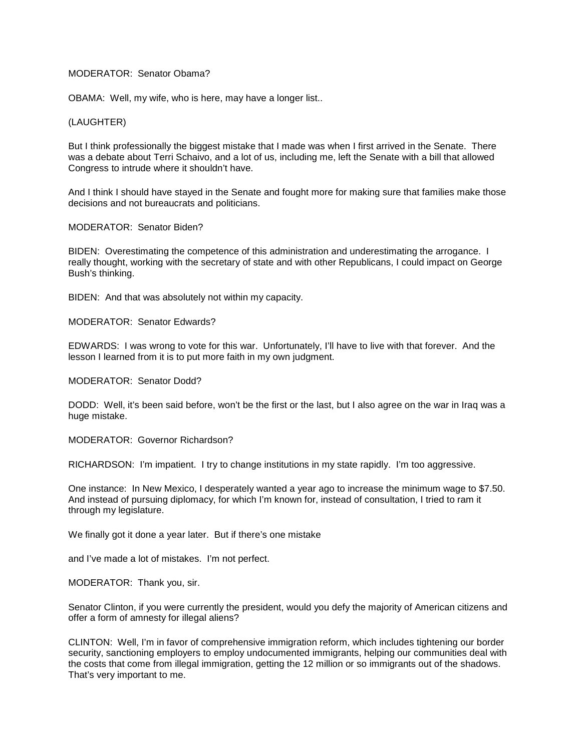MODERATOR: Senator Obama?

OBAMA: Well, my wife, who is here, may have a longer list..

(LAUGHTER)

But I think professionally the biggest mistake that I made was when I first arrived in the Senate. There was a debate about Terri Schaivo, and a lot of us, including me, left the Senate with a bill that allowed Congress to intrude where it shouldn't have.

And I think I should have stayed in the Senate and fought more for making sure that families make those decisions and not bureaucrats and politicians.

MODERATOR: Senator Biden?

BIDEN: Overestimating the competence of this administration and underestimating the arrogance. I really thought, working with the secretary of state and with other Republicans, I could impact on George Bush's thinking.

BIDEN: And that was absolutely not within my capacity.

MODERATOR: Senator Edwards?

EDWARDS: I was wrong to vote for this war. Unfortunately, I'll have to live with that forever. And the lesson I learned from it is to put more faith in my own judgment.

MODERATOR: Senator Dodd?

DODD: Well, it's been said before, won't be the first or the last, but I also agree on the war in Iraq was a huge mistake.

MODERATOR: Governor Richardson?

RICHARDSON: I'm impatient. I try to change institutions in my state rapidly. I'm too aggressive.

One instance: In New Mexico, I desperately wanted a year ago to increase the minimum wage to $7.50. And instead of pursuing diplomacy, for which I'm known for, instead of consultation, I tried to ram it through my legislature.

We finally got it done a year later. But if there's one mistake

and I've made a lot of mistakes. I'm not perfect.

MODERATOR: Thank you, sir.

Senator Clinton, if you were currently the president, would you defy the majority of American citizens and offer a form of amnesty for illegal aliens?

CLINTON: Well, I'm in favor of comprehensive immigration reform, which includes tightening our border security, sanctioning employers to employ undocumented immigrants, helping our communities deal with the costs that come from illegal immigration, getting the 12 million or so immigrants out of the shadows. That's very important to me.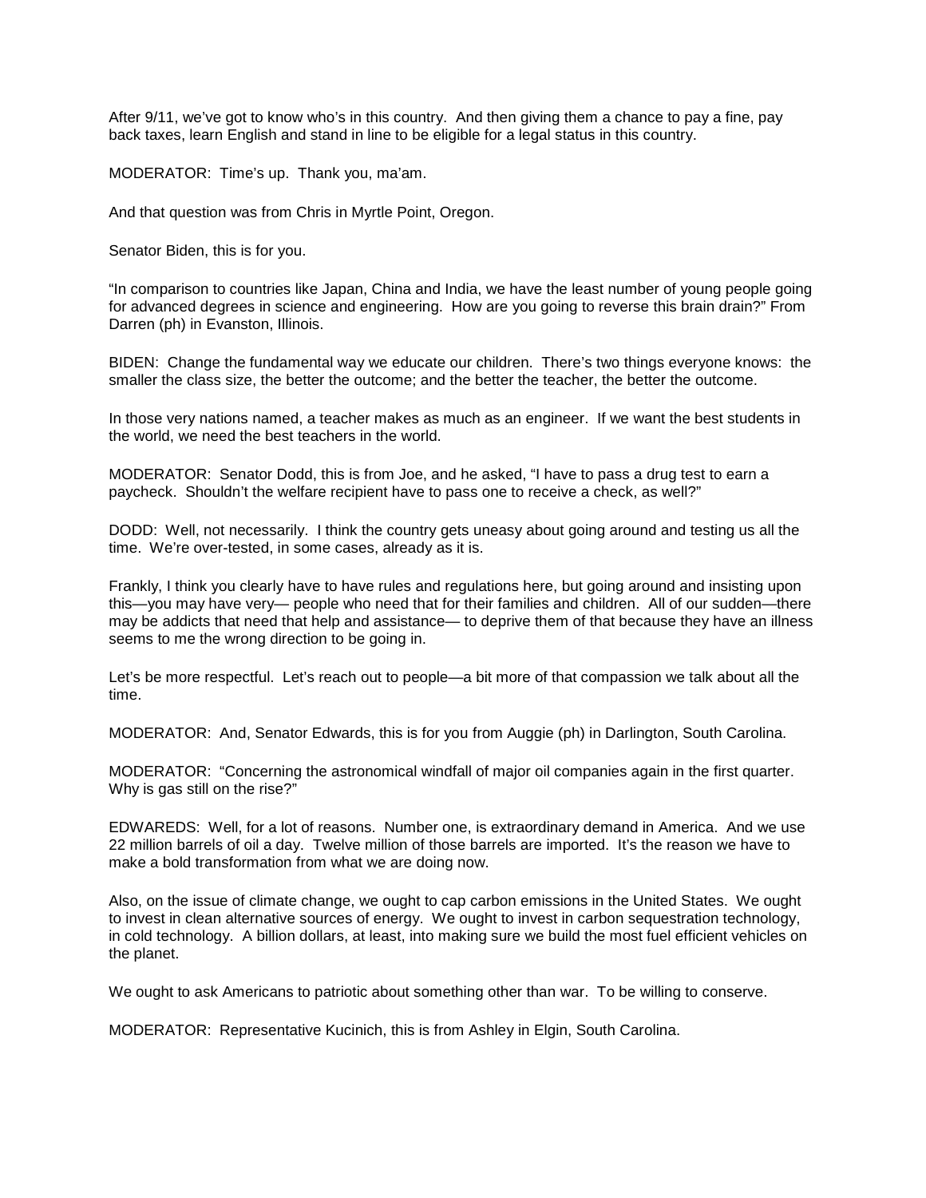After 9/11, we've got to know who's in this country. And then giving them a chance to pay a fine, pay back taxes, learn English and stand in line to be eligible for a legal status in this country.

MODERATOR: Time's up. Thank you, ma'am.

And that question was from Chris in Myrtle Point, Oregon.

Senator Biden, this is for you.

"In comparison to countries like Japan, China and India, we have the least number of young people going for advanced degrees in science and engineering. How are you going to reverse this brain drain?" From Darren (ph) in Evanston, Illinois.

BIDEN: Change the fundamental way we educate our children. There's two things everyone knows: the smaller the class size, the better the outcome; and the better the teacher, the better the outcome.

In those very nations named, a teacher makes as much as an engineer. If we want the best students in the world, we need the best teachers in the world.

MODERATOR: Senator Dodd, this is from Joe, and he asked, "I have to pass a drug test to earn a paycheck. Shouldn't the welfare recipient have to pass one to receive a check, as well?"

DODD: Well, not necessarily. I think the country gets uneasy about going around and testing us all the time. We're over-tested, in some cases, already as it is.

Frankly, I think you clearly have to have rules and regulations here, but going around and insisting upon this—you may have very— people who need that for their families and children. All of our sudden—there may be addicts that need that help and assistance— to deprive them of that because they have an illness seems to me the wrong direction to be going in.

Let's be more respectful. Let's reach out to people—a bit more of that compassion we talk about all the time.

MODERATOR: And, Senator Edwards, this is for you from Auggie (ph) in Darlington, South Carolina.

MODERATOR: "Concerning the astronomical windfall of major oil companies again in the first quarter. Why is gas still on the rise?"

EDWAREDS: Well, for a lot of reasons. Number one, is extraordinary demand in America. And we use 22 million barrels of oil a day. Twelve million of those barrels are imported. It's the reason we have to make a bold transformation from what we are doing now.

Also, on the issue of climate change, we ought to cap carbon emissions in the United States. We ought to invest in clean alternative sources of energy. We ought to invest in carbon sequestration technology, in cold technology. A billion dollars, at least, into making sure we build the most fuel efficient vehicles on the planet.

We ought to ask Americans to patriotic about something other than war. To be willing to conserve.

MODERATOR: Representative Kucinich, this is from Ashley in Elgin, South Carolina.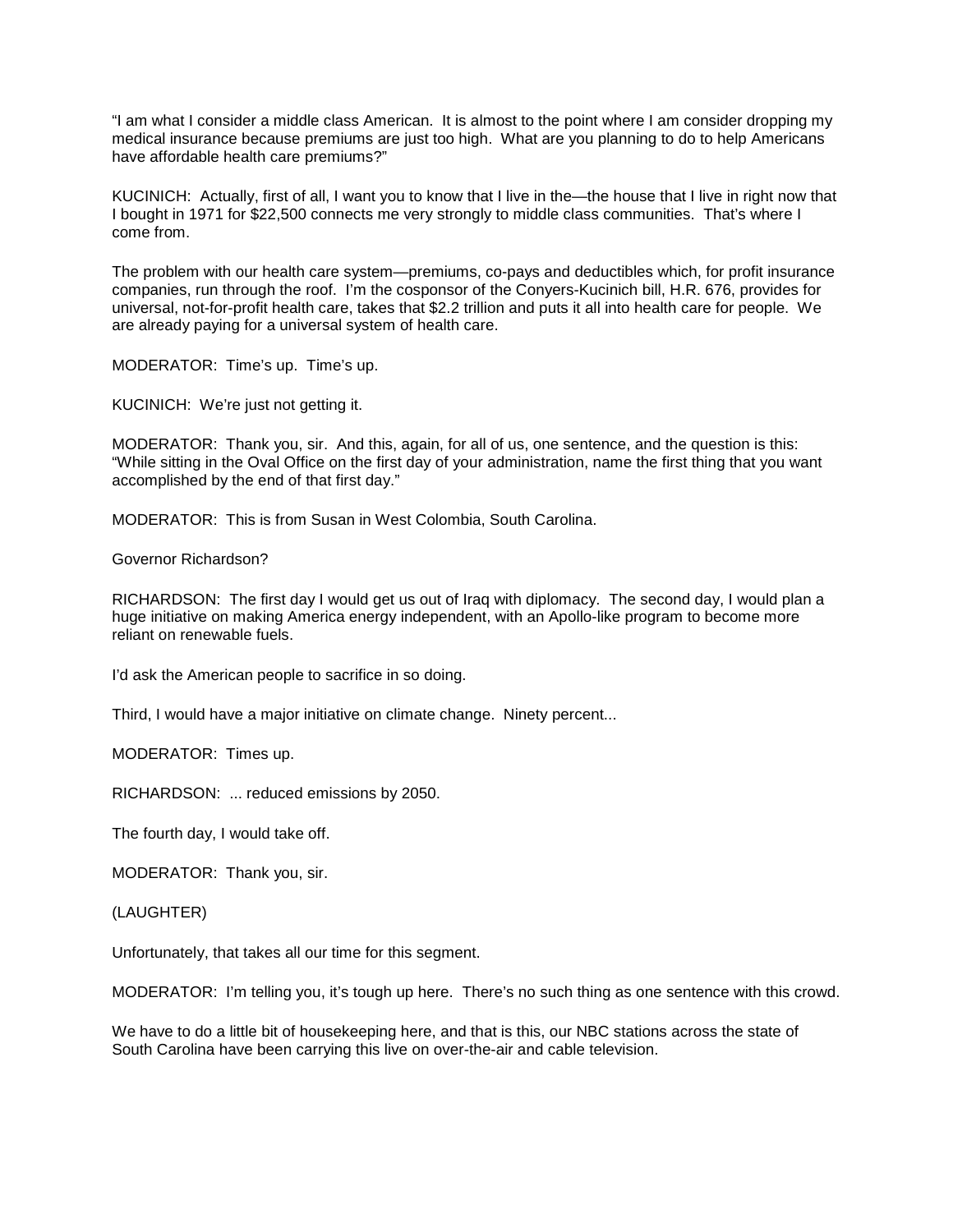"I am what I consider a middle class American. It is almost to the point where I am consider dropping my medical insurance because premiums are just too high. What are you planning to do to help Americans have affordable health care premiums?"

KUCINICH: Actually, first of all, I want you to know that I live in the—the house that I live in right now that I bought in 1971 for $22,500 connects me very strongly to middle class communities. That's where I come from.

The problem with our health care system—premiums, co-pays and deductibles which, for profit insurance companies, run through the roof. I'm the cosponsor of the Conyers-Kucinich bill, H.R. 676, provides for universal, not-for-profit health care, takes that $2.2 trillion and puts it all into health care for people. We are already paying for a universal system of health care.

MODERATOR: Time's up. Time's up.

KUCINICH: We're just not getting it.

MODERATOR: Thank you, sir. And this, again, for all of us, one sentence, and the question is this: "While sitting in the Oval Office on the first day of your administration, name the first thing that you want accomplished by the end of that first day."

MODERATOR: This is from Susan in West Colombia, South Carolina.

Governor Richardson?

RICHARDSON: The first day I would get us out of Iraq with diplomacy. The second day, I would plan a huge initiative on making America energy independent, with an Apollo-like program to become more reliant on renewable fuels.

I'd ask the American people to sacrifice in so doing.

Third, I would have a major initiative on climate change. Ninety percent...

MODERATOR: Times up.

RICHARDSON: ... reduced emissions by 2050.

The fourth day, I would take off.

MODERATOR: Thank you, sir.

(LAUGHTER)

Unfortunately, that takes all our time for this segment.

MODERATOR: I'm telling you, it's tough up here. There's no such thing as one sentence with this crowd.

We have to do a little bit of housekeeping here, and that is this, our NBC stations across the state of South Carolina have been carrying this live on over-the-air and cable television.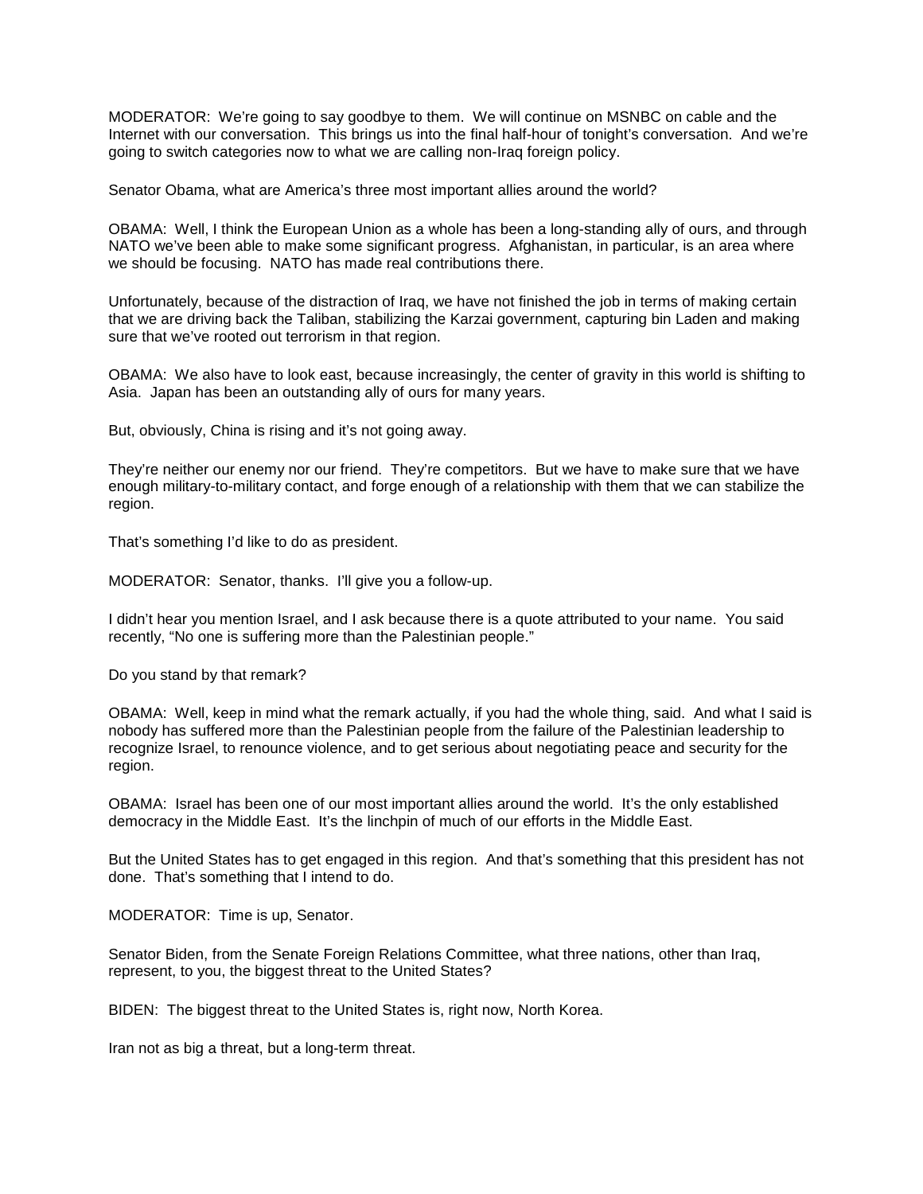MODERATOR: We're going to say goodbye to them. We will continue on MSNBC on cable and the Internet with our conversation. This brings us into the final half-hour of tonight's conversation. And we're going to switch categories now to what we are calling non-Iraq foreign policy.

Senator Obama, what are America's three most important allies around the world?

OBAMA: Well, I think the European Union as a whole has been a long-standing ally of ours, and through NATO we've been able to make some significant progress. Afghanistan, in particular, is an area where we should be focusing. NATO has made real contributions there.

Unfortunately, because of the distraction of Iraq, we have not finished the job in terms of making certain that we are driving back the Taliban, stabilizing the Karzai government, capturing bin Laden and making sure that we've rooted out terrorism in that region.

OBAMA: We also have to look east, because increasingly, the center of gravity in this world is shifting to Asia. Japan has been an outstanding ally of ours for many years.

But, obviously, China is rising and it's not going away.

They're neither our enemy nor our friend. They're competitors. But we have to make sure that we have enough military-to-military contact, and forge enough of a relationship with them that we can stabilize the region.

That's something I'd like to do as president.

MODERATOR: Senator, thanks. I'll give you a follow-up.

I didn't hear you mention Israel, and I ask because there is a quote attributed to your name. You said recently, "No one is suffering more than the Palestinian people."

Do you stand by that remark?

OBAMA: Well, keep in mind what the remark actually, if you had the whole thing, said. And what I said is nobody has suffered more than the Palestinian people from the failure of the Palestinian leadership to recognize Israel, to renounce violence, and to get serious about negotiating peace and security for the region.

OBAMA: Israel has been one of our most important allies around the world. It's the only established democracy in the Middle East. It's the linchpin of much of our efforts in the Middle East.

But the United States has to get engaged in this region. And that's something that this president has not done. That's something that I intend to do.

MODERATOR: Time is up, Senator.

Senator Biden, from the Senate Foreign Relations Committee, what three nations, other than Iraq, represent, to you, the biggest threat to the United States?

BIDEN: The biggest threat to the United States is, right now, North Korea.

Iran not as big a threat, but a long-term threat.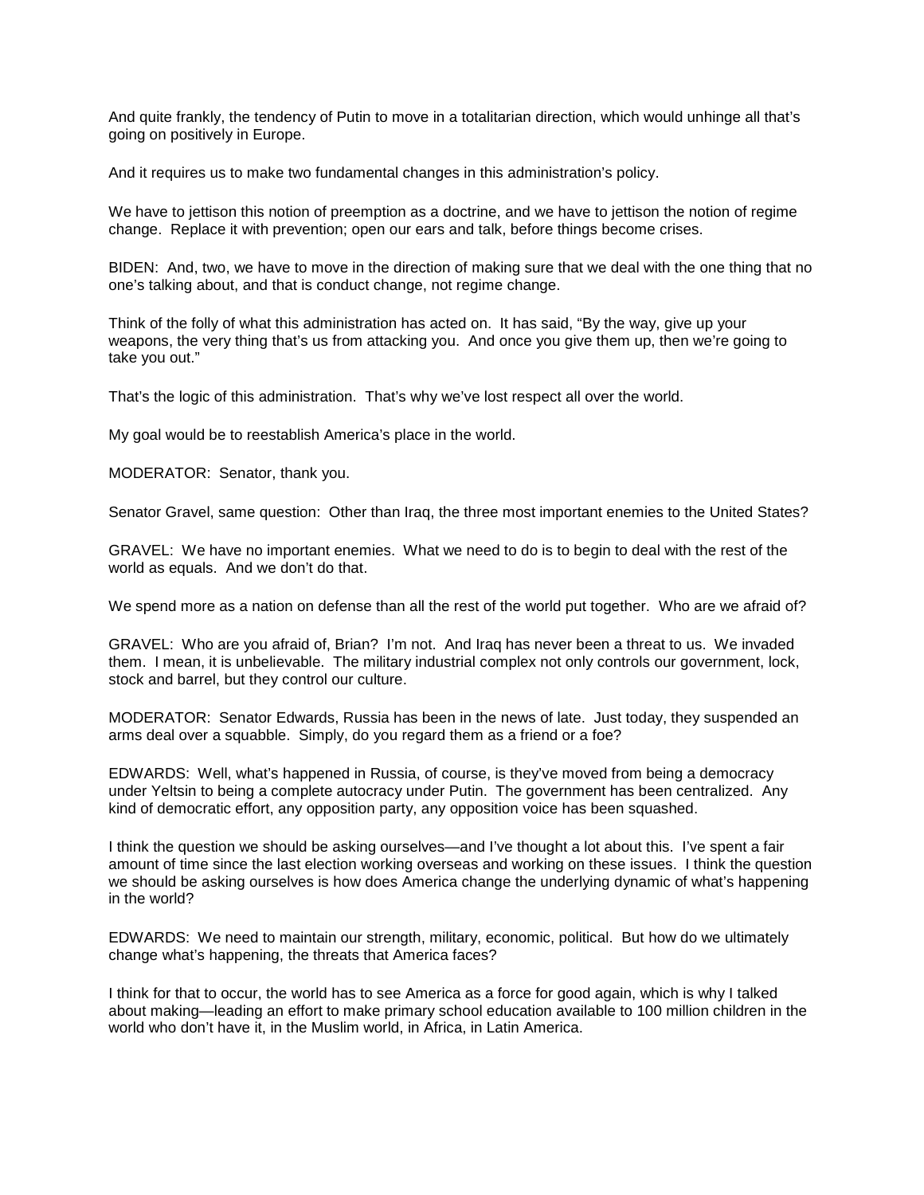And quite frankly, the tendency of Putin to move in a totalitarian direction, which would unhinge all that's going on positively in Europe.

And it requires us to make two fundamental changes in this administration's policy.

We have to jettison this notion of preemption as a doctrine, and we have to jettison the notion of regime change. Replace it with prevention; open our ears and talk, before things become crises.

BIDEN: And, two, we have to move in the direction of making sure that we deal with the one thing that no one's talking about, and that is conduct change, not regime change.

Think of the folly of what this administration has acted on. It has said, "By the way, give up your weapons, the very thing that's us from attacking you. And once you give them up, then we're going to take you out."

That's the logic of this administration. That's why we've lost respect all over the world.

My goal would be to reestablish America's place in the world.

MODERATOR: Senator, thank you.

Senator Gravel, same question: Other than Iraq, the three most important enemies to the United States?

GRAVEL: We have no important enemies. What we need to do is to begin to deal with the rest of the world as equals. And we don't do that.

We spend more as a nation on defense than all the rest of the world put together. Who are we afraid of?

GRAVEL: Who are you afraid of, Brian? I'm not. And Iraq has never been a threat to us. We invaded them. I mean, it is unbelievable. The military industrial complex not only controls our government, lock, stock and barrel, but they control our culture.

MODERATOR: Senator Edwards, Russia has been in the news of late. Just today, they suspended an arms deal over a squabble. Simply, do you regard them as a friend or a foe?

EDWARDS: Well, what's happened in Russia, of course, is they've moved from being a democracy under Yeltsin to being a complete autocracy under Putin. The government has been centralized. Any kind of democratic effort, any opposition party, any opposition voice has been squashed.

I think the question we should be asking ourselves—and I've thought a lot about this. I've spent a fair amount of time since the last election working overseas and working on these issues. I think the question we should be asking ourselves is how does America change the underlying dynamic of what's happening in the world?

EDWARDS: We need to maintain our strength, military, economic, political. But how do we ultimately change what's happening, the threats that America faces?

I think for that to occur, the world has to see America as a force for good again, which is why I talked about making—leading an effort to make primary school education available to 100 million children in the world who don't have it, in the Muslim world, in Africa, in Latin America.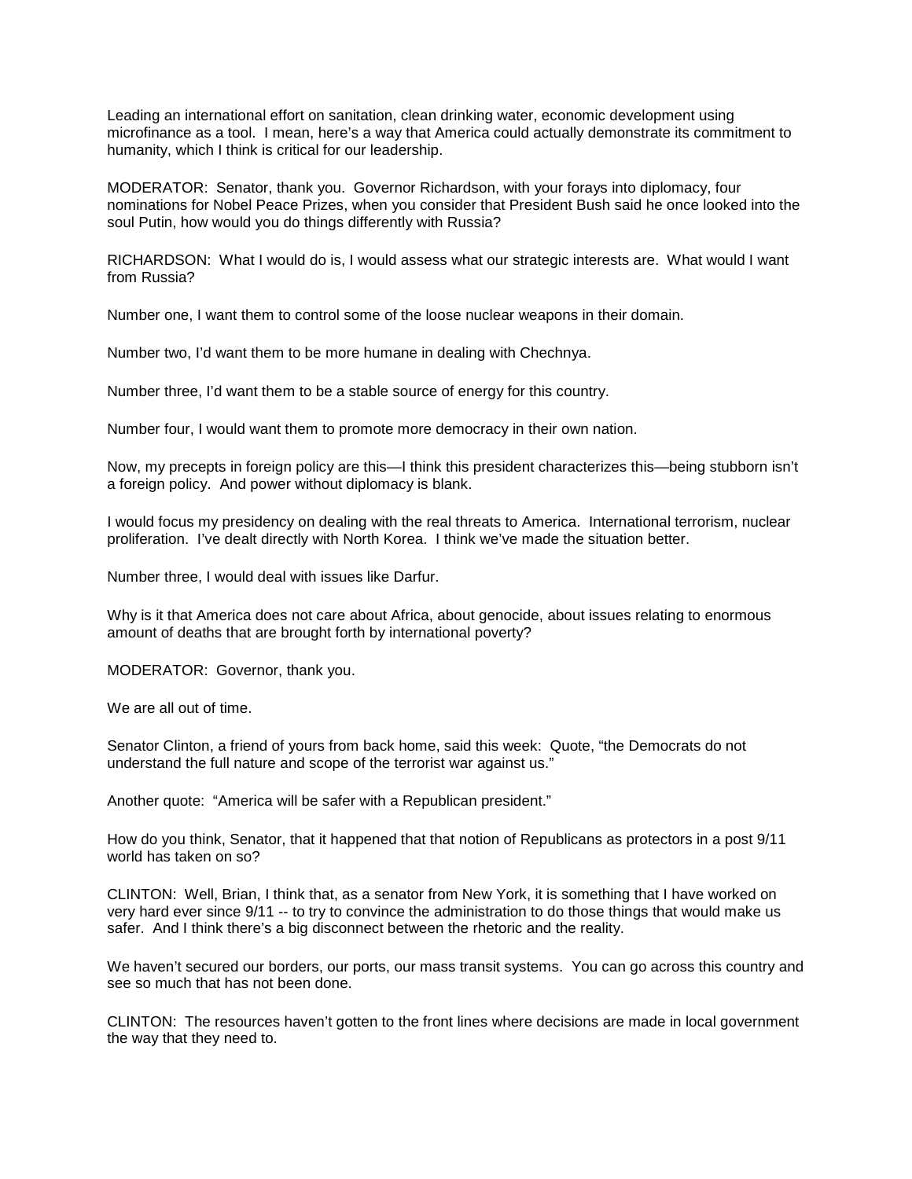Leading an international effort on sanitation, clean drinking water, economic development using microfinance as a tool. I mean, here's a way that America could actually demonstrate its commitment to humanity, which I think is critical for our leadership.

MODERATOR: Senator, thank you. Governor Richardson, with your forays into diplomacy, four nominations for Nobel Peace Prizes, when you consider that President Bush said he once looked into the soul Putin, how would you do things differently with Russia?

RICHARDSON: What I would do is, I would assess what our strategic interests are. What would I want from Russia?

Number one, I want them to control some of the loose nuclear weapons in their domain.

Number two, I'd want them to be more humane in dealing with Chechnya.

Number three, I'd want them to be a stable source of energy for this country.

Number four, I would want them to promote more democracy in their own nation.

Now, my precepts in foreign policy are this—I think this president characterizes this—being stubborn isn't a foreign policy. And power without diplomacy is blank.

I would focus my presidency on dealing with the real threats to America. International terrorism, nuclear proliferation. I've dealt directly with North Korea. I think we've made the situation better.

Number three, I would deal with issues like Darfur.

Why is it that America does not care about Africa, about genocide, about issues relating to enormous amount of deaths that are brought forth by international poverty?

MODERATOR: Governor, thank you.

We are all out of time.

Senator Clinton, a friend of yours from back home, said this week: Quote, "the Democrats do not understand the full nature and scope of the terrorist war against us."

Another quote: "America will be safer with a Republican president."

How do you think, Senator, that it happened that that notion of Republicans as protectors in a post 9/11 world has taken on so?

CLINTON: Well, Brian, I think that, as a senator from New York, it is something that I have worked on very hard ever since 9/11 -- to try to convince the administration to do those things that would make us safer. And I think there's a big disconnect between the rhetoric and the reality.

We haven't secured our borders, our ports, our mass transit systems. You can go across this country and see so much that has not been done.

CLINTON: The resources haven't gotten to the front lines where decisions are made in local government the way that they need to.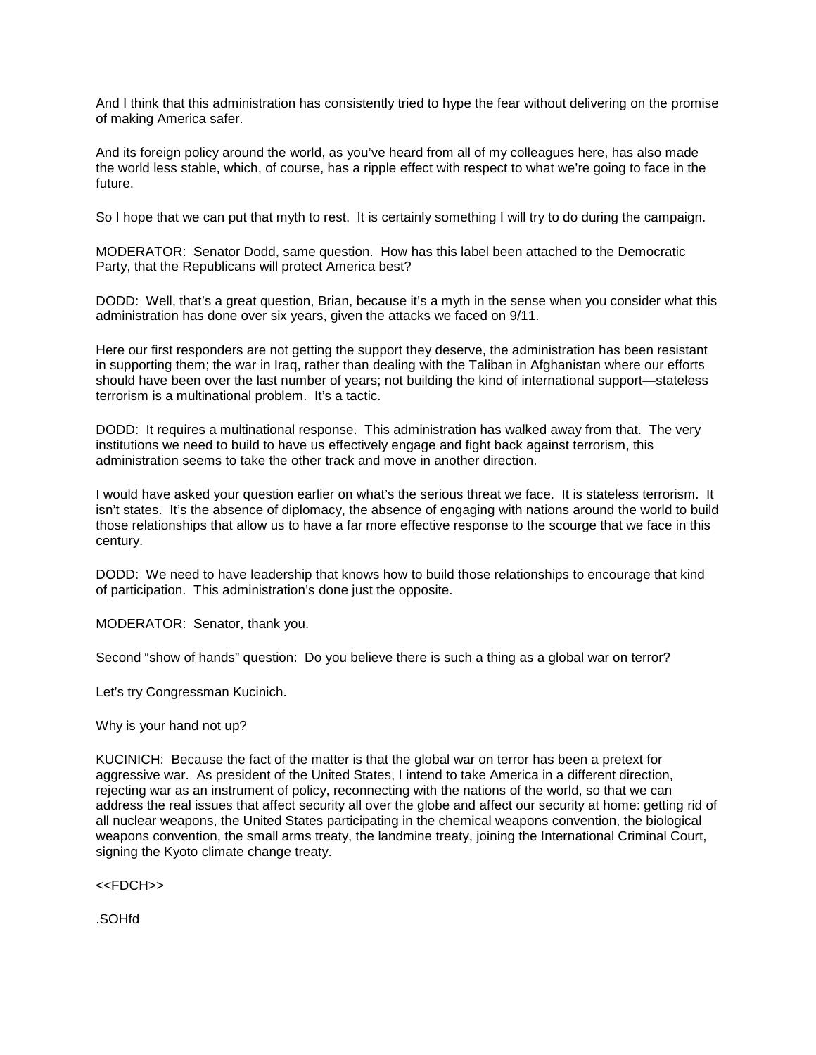And I think that this administration has consistently tried to hype the fear without delivering on the promise of making America safer.

And its foreign policy around the world, as you've heard from all of my colleagues here, has also made the world less stable, which, of course, has a ripple effect with respect to what we're going to face in the future.

So I hope that we can put that myth to rest. It is certainly something I will try to do during the campaign.

MODERATOR: Senator Dodd, same question. How has this label been attached to the Democratic Party, that the Republicans will protect America best?

DODD: Well, that's a great question, Brian, because it's a myth in the sense when you consider what this administration has done over six years, given the attacks we faced on 9/11.

Here our first responders are not getting the support they deserve, the administration has been resistant in supporting them; the war in Iraq, rather than dealing with the Taliban in Afghanistan where our efforts should have been over the last number of years; not building the kind of international support—stateless terrorism is a multinational problem. It's a tactic.

DODD: It requires a multinational response. This administration has walked away from that. The very institutions we need to build to have us effectively engage and fight back against terrorism, this administration seems to take the other track and move in another direction.

I would have asked your question earlier on what's the serious threat we face. It is stateless terrorism. It isn't states. It's the absence of diplomacy, the absence of engaging with nations around the world to build those relationships that allow us to have a far more effective response to the scourge that we face in this century.

DODD: We need to have leadership that knows how to build those relationships to encourage that kind of participation. This administration's done just the opposite.

MODERATOR: Senator, thank you.

Second "show of hands" question: Do you believe there is such a thing as a global war on terror?

Let's try Congressman Kucinich.

Why is your hand not up?

KUCINICH: Because the fact of the matter is that the global war on terror has been a pretext for aggressive war. As president of the United States, I intend to take America in a different direction, rejecting war as an instrument of policy, reconnecting with the nations of the world, so that we can address the real issues that affect security all over the globe and affect our security at home: getting rid of all nuclear weapons, the United States participating in the chemical weapons convention, the biological weapons convention, the small arms treaty, the landmine treaty, joining the International Criminal Court, signing the Kyoto climate change treaty.

<<FDCH>>

.SOHfd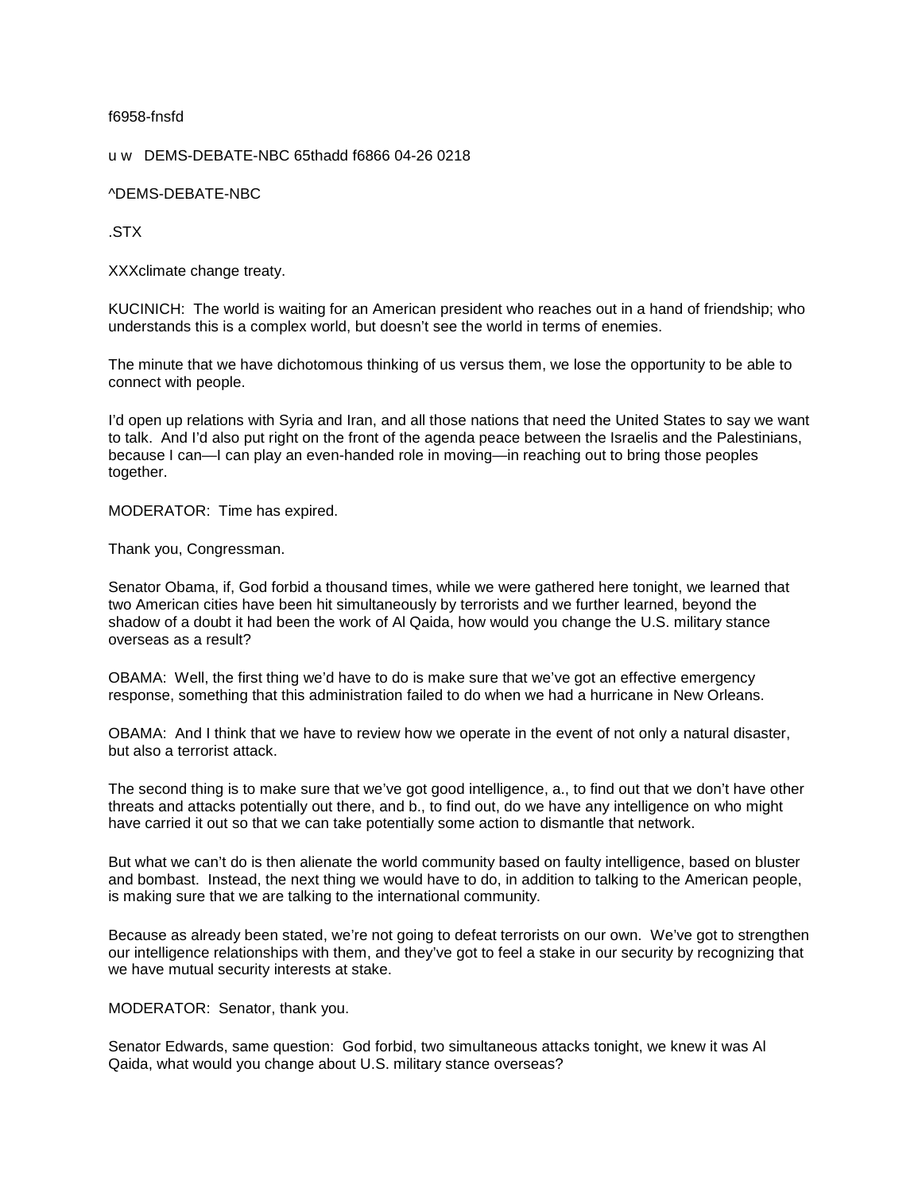f6958-fnsfd

u w   DEMS-DEBATE-NBC 65thadd f6866 04-26 0218

^DEMS-DEBATE-NBC

.STX

XXXclimate change treaty.

KUCINICH:  The world is waiting for an American president who reaches out in a hand of friendship; who understands this is a complex world, but doesn't see the world in terms of enemies.

The minute that we have dichotomous thinking of us versus them, we lose the opportunity to be able to connect with people.

I'd open up relations with Syria and Iran, and all those nations that need the United States to say we want to talk.  And I'd also put right on the front of the agenda peace between the Israelis and the Palestinians, because I can—I can play an even-handed role in moving—in reaching out to bring those peoples together.

MODERATOR:  Time has expired.

Thank you, Congressman.

Senator Obama, if, God forbid a thousand times, while we were gathered here tonight, we learned that two American cities have been hit simultaneously by terrorists and we further learned, beyond the shadow of a doubt it had been the work of Al Qaida, how would you change the U.S. military stance overseas as a result?

OBAMA:  Well, the first thing we'd have to do is make sure that we've got an effective emergency response, something that this administration failed to do when we had a hurricane in New Orleans.

OBAMA:  And I think that we have to review how we operate in the event of not only a natural disaster, but also a terrorist attack.

The second thing is to make sure that we've got good intelligence, a., to find out that we don't have other threats and attacks potentially out there, and b., to find out, do we have any intelligence on who might have carried it out so that we can take potentially some action to dismantle that network.

But what we can't do is then alienate the world community based on faulty intelligence, based on bluster and bombast.  Instead, the next thing we would have to do, in addition to talking to the American people, is making sure that we are talking to the international community.

Because as already been stated, we're not going to defeat terrorists on our own.  We've got to strengthen our intelligence relationships with them, and they've got to feel a stake in our security by recognizing that we have mutual security interests at stake.

MODERATOR:  Senator, thank you.

Senator Edwards, same question:  God forbid, two simultaneous attacks tonight, we knew it was Al Qaida, what would you change about U.S. military stance overseas?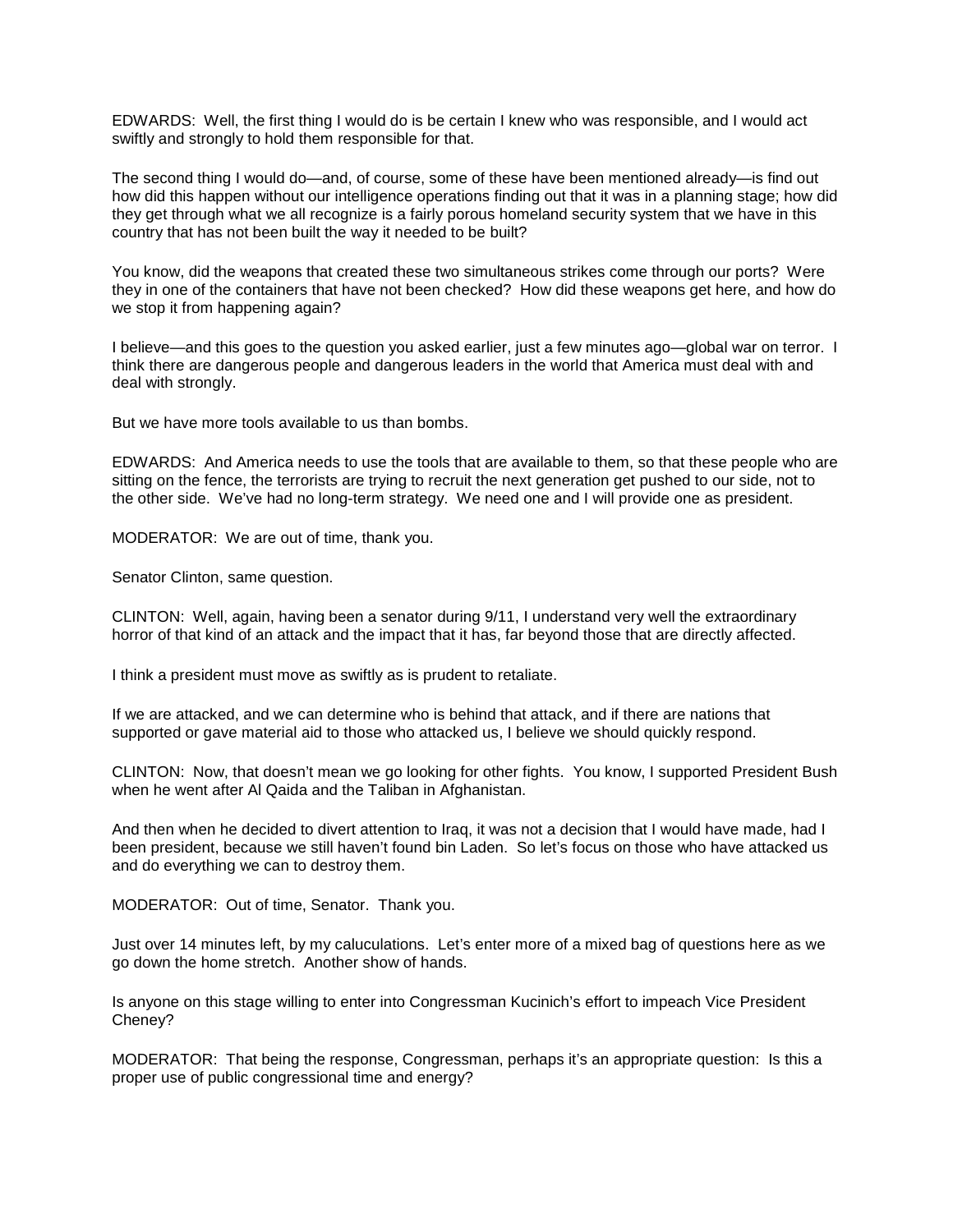EDWARDS: Well, the first thing I would do is be certain I knew who was responsible, and I would act swiftly and strongly to hold them responsible for that.

The second thing I would do—and, of course, some of these have been mentioned already—is find out how did this happen without our intelligence operations finding out that it was in a planning stage; how did they get through what we all recognize is a fairly porous homeland security system that we have in this country that has not been built the way it needed to be built?

You know, did the weapons that created these two simultaneous strikes come through our ports? Were they in one of the containers that have not been checked? How did these weapons get here, and how do we stop it from happening again?

I believe—and this goes to the question you asked earlier, just a few minutes ago—global war on terror. I think there are dangerous people and dangerous leaders in the world that America must deal with and deal with strongly.

But we have more tools available to us than bombs.

EDWARDS: And America needs to use the tools that are available to them, so that these people who are sitting on the fence, the terrorists are trying to recruit the next generation get pushed to our side, not to the other side. We've had no long-term strategy. We need one and I will provide one as president.

MODERATOR: We are out of time, thank you.

Senator Clinton, same question.

CLINTON: Well, again, having been a senator during 9/11, I understand very well the extraordinary horror of that kind of an attack and the impact that it has, far beyond those that are directly affected.

I think a president must move as swiftly as is prudent to retaliate.

If we are attacked, and we can determine who is behind that attack, and if there are nations that supported or gave material aid to those who attacked us, I believe we should quickly respond.

CLINTON: Now, that doesn't mean we go looking for other fights. You know, I supported President Bush when he went after Al Qaida and the Taliban in Afghanistan.

And then when he decided to divert attention to Iraq, it was not a decision that I would have made, had I been president, because we still haven't found bin Laden. So let's focus on those who have attacked us and do everything we can to destroy them.

MODERATOR: Out of time, Senator. Thank you.

Just over 14 minutes left, by my caluculations. Let's enter more of a mixed bag of questions here as we go down the home stretch. Another show of hands.

Is anyone on this stage willing to enter into Congressman Kucinich's effort to impeach Vice President Cheney?

MODERATOR: That being the response, Congressman, perhaps it's an appropriate question: Is this a proper use of public congressional time and energy?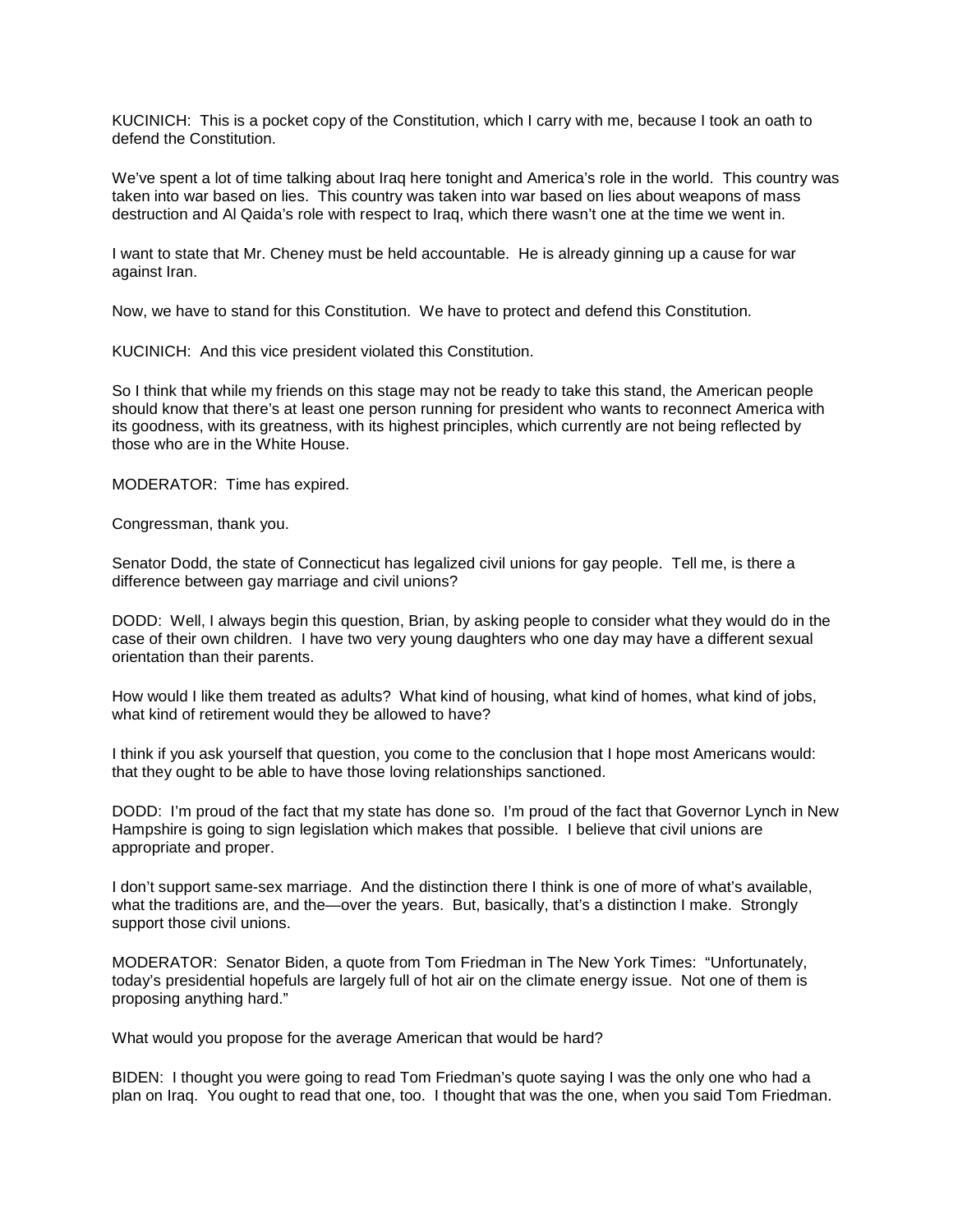KUCINICH: This is a pocket copy of the Constitution, which I carry with me, because I took an oath to defend the Constitution.

We've spent a lot of time talking about Iraq here tonight and America's role in the world. This country was taken into war based on lies. This country was taken into war based on lies about weapons of mass destruction and Al Qaida's role with respect to Iraq, which there wasn't one at the time we went in.

I want to state that Mr. Cheney must be held accountable. He is already ginning up a cause for war against Iran.

Now, we have to stand for this Constitution. We have to protect and defend this Constitution.

KUCINICH: And this vice president violated this Constitution.

So I think that while my friends on this stage may not be ready to take this stand, the American people should know that there's at least one person running for president who wants to reconnect America with its goodness, with its greatness, with its highest principles, which currently are not being reflected by those who are in the White House.

MODERATOR: Time has expired.

Congressman, thank you.

Senator Dodd, the state of Connecticut has legalized civil unions for gay people. Tell me, is there a difference between gay marriage and civil unions?

DODD: Well, I always begin this question, Brian, by asking people to consider what they would do in the case of their own children. I have two very young daughters who one day may have a different sexual orientation than their parents.

How would I like them treated as adults? What kind of housing, what kind of homes, what kind of jobs, what kind of retirement would they be allowed to have?

I think if you ask yourself that question, you come to the conclusion that I hope most Americans would: that they ought to be able to have those loving relationships sanctioned.

DODD: I'm proud of the fact that my state has done so. I'm proud of the fact that Governor Lynch in New Hampshire is going to sign legislation which makes that possible. I believe that civil unions are appropriate and proper.

I don't support same-sex marriage. And the distinction there I think is one of more of what's available, what the traditions are, and the—over the years. But, basically, that's a distinction I make. Strongly support those civil unions.

MODERATOR: Senator Biden, a quote from Tom Friedman in The New York Times: "Unfortunately, today's presidential hopefuls are largely full of hot air on the climate energy issue. Not one of them is proposing anything hard."

What would you propose for the average American that would be hard?

BIDEN: I thought you were going to read Tom Friedman's quote saying I was the only one who had a plan on Iraq. You ought to read that one, too. I thought that was the one, when you said Tom Friedman.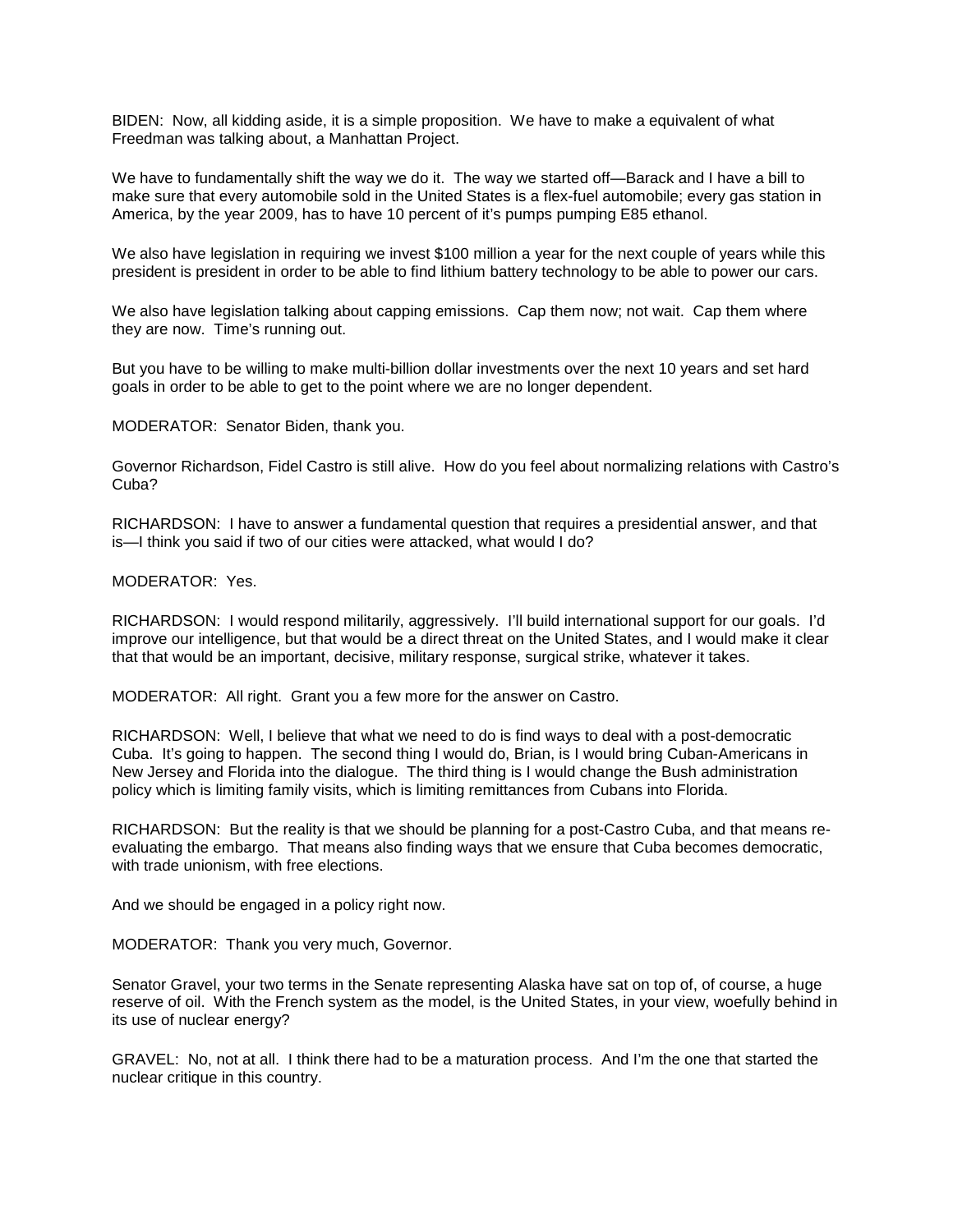BIDEN: Now, all kidding aside, it is a simple proposition. We have to make a equivalent of what Freedman was talking about, a Manhattan Project.

We have to fundamentally shift the way we do it. The way we started off—Barack and I have a bill to make sure that every automobile sold in the United States is a flex-fuel automobile; every gas station in America, by the year 2009, has to have 10 percent of it's pumps pumping E85 ethanol.

We also have legislation in requiring we invest $100 million a year for the next couple of years while this president is president in order to be able to find lithium battery technology to be able to power our cars.

We also have legislation talking about capping emissions. Cap them now; not wait. Cap them where they are now. Time's running out.

But you have to be willing to make multi-billion dollar investments over the next 10 years and set hard goals in order to be able to get to the point where we are no longer dependent.

MODERATOR: Senator Biden, thank you.

Governor Richardson, Fidel Castro is still alive. How do you feel about normalizing relations with Castro's Cuba?

RICHARDSON: I have to answer a fundamental question that requires a presidential answer, and that is—I think you said if two of our cities were attacked, what would I do?

MODERATOR: Yes.

RICHARDSON: I would respond militarily, aggressively. I'll build international support for our goals. I'd improve our intelligence, but that would be a direct threat on the United States, and I would make it clear that that would be an important, decisive, military response, surgical strike, whatever it takes.

MODERATOR: All right. Grant you a few more for the answer on Castro.

RICHARDSON: Well, I believe that what we need to do is find ways to deal with a post-democratic Cuba. It's going to happen. The second thing I would do, Brian, is I would bring Cuban-Americans in New Jersey and Florida into the dialogue. The third thing is I would change the Bush administration policy which is limiting family visits, which is limiting remittances from Cubans into Florida.

RICHARDSON: But the reality is that we should be planning for a post-Castro Cuba, and that means re-evaluating the embargo. That means also finding ways that we ensure that Cuba becomes democratic, with trade unionism, with free elections.

And we should be engaged in a policy right now.

MODERATOR: Thank you very much, Governor.

Senator Gravel, your two terms in the Senate representing Alaska have sat on top of, of course, a huge reserve of oil. With the French system as the model, is the United States, in your view, woefully behind in its use of nuclear energy?

GRAVEL: No, not at all. I think there had to be a maturation process. And I'm the one that started the nuclear critique in this country.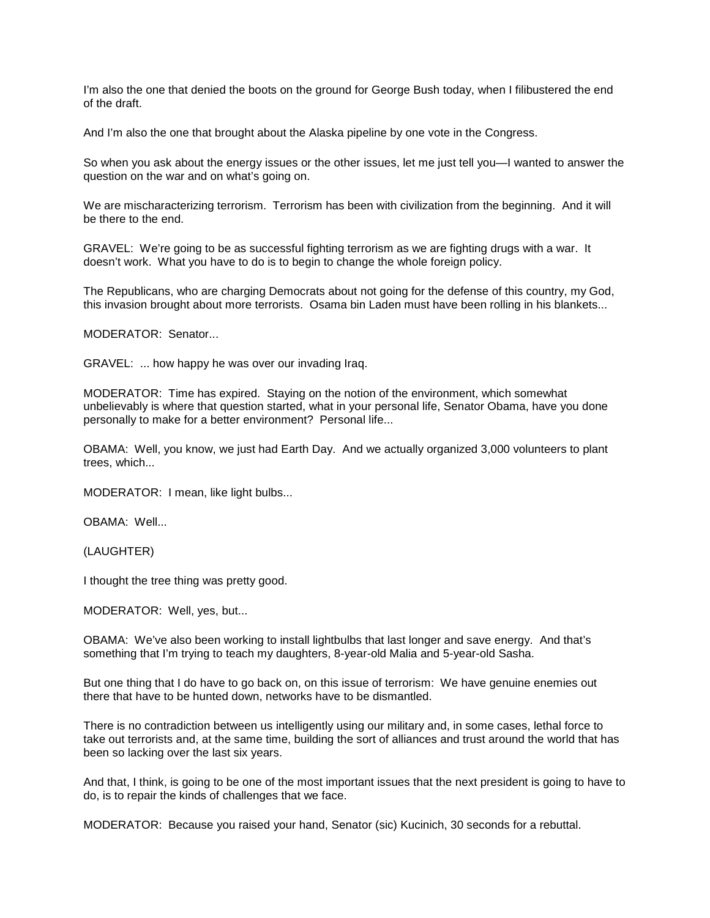I'm also the one that denied the boots on the ground for George Bush today, when I filibustered the end of the draft.

And I'm also the one that brought about the Alaska pipeline by one vote in the Congress.

So when you ask about the energy issues or the other issues, let me just tell you—I wanted to answer the question on the war and on what's going on.

We are mischaracterizing terrorism. Terrorism has been with civilization from the beginning. And it will be there to the end.

GRAVEL: We're going to be as successful fighting terrorism as we are fighting drugs with a war. It doesn't work. What you have to do is to begin to change the whole foreign policy.

The Republicans, who are charging Democrats about not going for the defense of this country, my God, this invasion brought about more terrorists. Osama bin Laden must have been rolling in his blankets...

MODERATOR: Senator...

GRAVEL: ... how happy he was over our invading Iraq.

MODERATOR: Time has expired. Staying on the notion of the environment, which somewhat unbelievably is where that question started, what in your personal life, Senator Obama, have you done personally to make for a better environment? Personal life...

OBAMA: Well, you know, we just had Earth Day. And we actually organized 3,000 volunteers to plant trees, which...

MODERATOR: I mean, like light bulbs...

OBAMA: Well...

(LAUGHTER)

I thought the tree thing was pretty good.

MODERATOR: Well, yes, but...

OBAMA: We've also been working to install lightbulbs that last longer and save energy. And that's something that I'm trying to teach my daughters, 8-year-old Malia and 5-year-old Sasha.

But one thing that I do have to go back on, on this issue of terrorism: We have genuine enemies out there that have to be hunted down, networks have to be dismantled.

There is no contradiction between us intelligently using our military and, in some cases, lethal force to take out terrorists and, at the same time, building the sort of alliances and trust around the world that has been so lacking over the last six years.

And that, I think, is going to be one of the most important issues that the next president is going to have to do, is to repair the kinds of challenges that we face.

MODERATOR: Because you raised your hand, Senator (sic) Kucinich, 30 seconds for a rebuttal.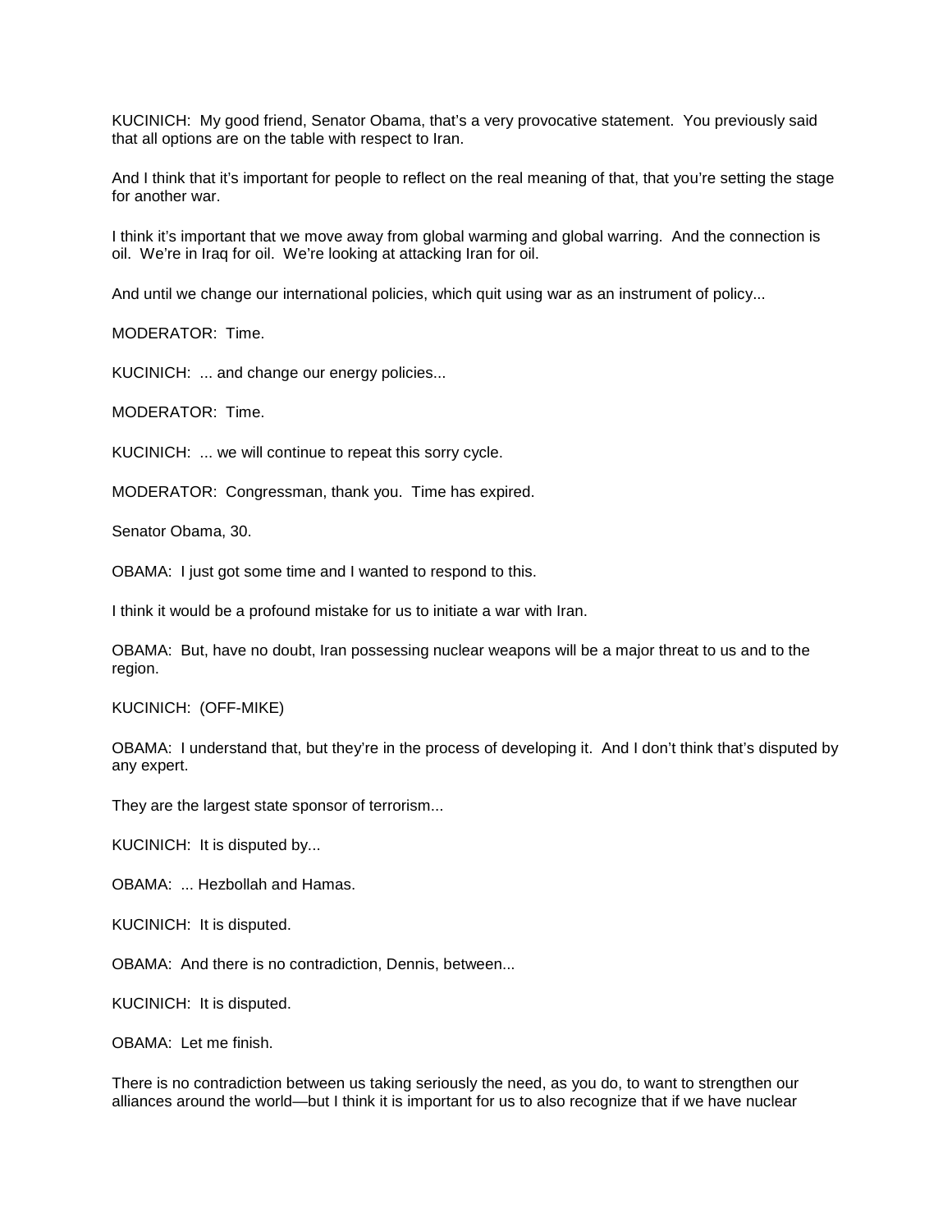KUCINICH: My good friend, Senator Obama, that's a very provocative statement. You previously said that all options are on the table with respect to Iran.

And I think that it's important for people to reflect on the real meaning of that, that you're setting the stage for another war.

I think it's important that we move away from global warming and global warring. And the connection is oil. We're in Iraq for oil. We're looking at attacking Iran for oil.

And until we change our international policies, which quit using war as an instrument of policy...

MODERATOR: Time.

KUCINICH: ... and change our energy policies...

MODERATOR: Time.

KUCINICH: ... we will continue to repeat this sorry cycle.

MODERATOR: Congressman, thank you. Time has expired.

Senator Obama, 30.

OBAMA: I just got some time and I wanted to respond to this.

I think it would be a profound mistake for us to initiate a war with Iran.

OBAMA: But, have no doubt, Iran possessing nuclear weapons will be a major threat to us and to the region.

KUCINICH: (OFF-MIKE)

OBAMA: I understand that, but they're in the process of developing it. And I don't think that's disputed by any expert.

They are the largest state sponsor of terrorism...

KUCINICH: It is disputed by...

OBAMA: ... Hezbollah and Hamas.

KUCINICH: It is disputed.

OBAMA: And there is no contradiction, Dennis, between...

KUCINICH: It is disputed.

OBAMA: Let me finish.

There is no contradiction between us taking seriously the need, as you do, to want to strengthen our alliances around the world—but I think it is important for us to also recognize that if we have nuclear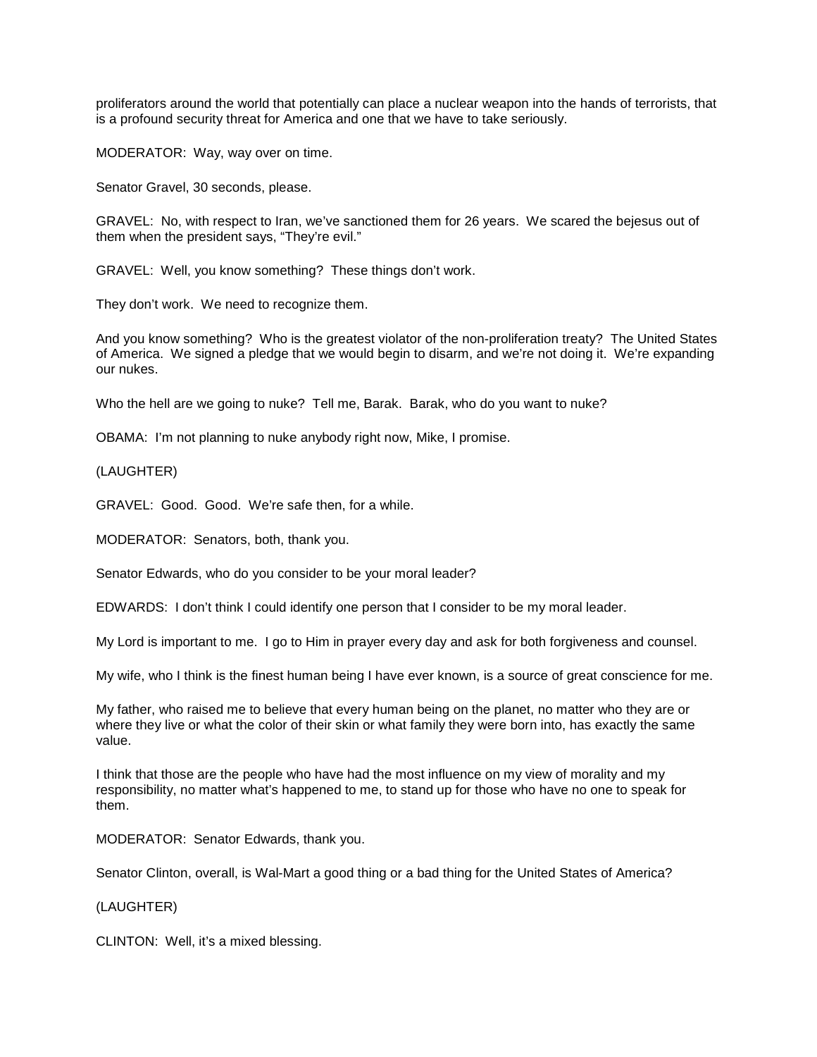proliferators around the world that potentially can place a nuclear weapon into the hands of terrorists, that is a profound security threat for America and one that we have to take seriously.

MODERATOR: Way, way over on time.

Senator Gravel, 30 seconds, please.

GRAVEL: No, with respect to Iran, we've sanctioned them for 26 years. We scared the bejesus out of them when the president says, "They're evil."

GRAVEL: Well, you know something? These things don't work.

They don't work. We need to recognize them.

And you know something? Who is the greatest violator of the non-proliferation treaty? The United States of America. We signed a pledge that we would begin to disarm, and we're not doing it. We're expanding our nukes.

Who the hell are we going to nuke? Tell me, Barak. Barak, who do you want to nuke?

OBAMA: I'm not planning to nuke anybody right now, Mike, I promise.

(LAUGHTER)

GRAVEL: Good. Good. We're safe then, for a while.

MODERATOR: Senators, both, thank you.

Senator Edwards, who do you consider to be your moral leader?

EDWARDS: I don't think I could identify one person that I consider to be my moral leader.

My Lord is important to me. I go to Him in prayer every day and ask for both forgiveness and counsel.

My wife, who I think is the finest human being I have ever known, is a source of great conscience for me.

My father, who raised me to believe that every human being on the planet, no matter who they are or where they live or what the color of their skin or what family they were born into, has exactly the same value.

I think that those are the people who have had the most influence on my view of morality and my responsibility, no matter what's happened to me, to stand up for those who have no one to speak for them.

MODERATOR: Senator Edwards, thank you.

Senator Clinton, overall, is Wal-Mart a good thing or a bad thing for the United States of America?

(LAUGHTER)

CLINTON: Well, it's a mixed blessing.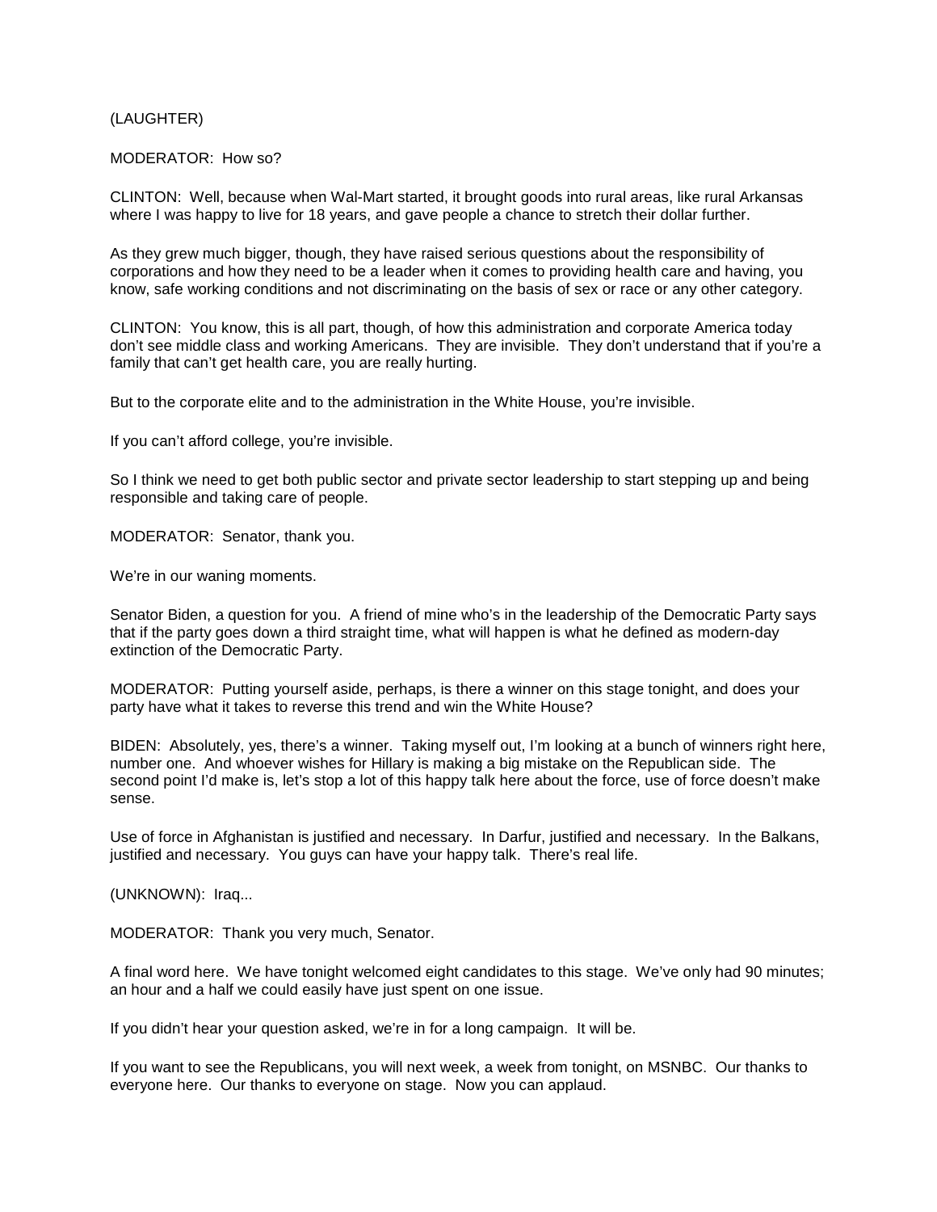(LAUGHTER)

MODERATOR: How so?

CLINTON: Well, because when Wal-Mart started, it brought goods into rural areas, like rural Arkansas where I was happy to live for 18 years, and gave people a chance to stretch their dollar further.

As they grew much bigger, though, they have raised serious questions about the responsibility of corporations and how they need to be a leader when it comes to providing health care and having, you know, safe working conditions and not discriminating on the basis of sex or race or any other category.

CLINTON: You know, this is all part, though, of how this administration and corporate America today don't see middle class and working Americans. They are invisible. They don't understand that if you're a family that can't get health care, you are really hurting.

But to the corporate elite and to the administration in the White House, you're invisible.

If you can't afford college, you're invisible.

So I think we need to get both public sector and private sector leadership to start stepping up and being responsible and taking care of people.

MODERATOR: Senator, thank you.

We're in our waning moments.

Senator Biden, a question for you. A friend of mine who's in the leadership of the Democratic Party says that if the party goes down a third straight time, what will happen is what he defined as modern-day extinction of the Democratic Party.

MODERATOR: Putting yourself aside, perhaps, is there a winner on this stage tonight, and does your party have what it takes to reverse this trend and win the White House?

BIDEN: Absolutely, yes, there's a winner. Taking myself out, I'm looking at a bunch of winners right here, number one. And whoever wishes for Hillary is making a big mistake on the Republican side. The second point I'd make is, let's stop a lot of this happy talk here about the force, use of force doesn't make sense.

Use of force in Afghanistan is justified and necessary. In Darfur, justified and necessary. In the Balkans, justified and necessary. You guys can have your happy talk. There's real life.

(UNKNOWN): Iraq...

MODERATOR: Thank you very much, Senator.

A final word here. We have tonight welcomed eight candidates to this stage. We've only had 90 minutes; an hour and a half we could easily have just spent on one issue.

If you didn't hear your question asked, we're in for a long campaign. It will be.

If you want to see the Republicans, you will next week, a week from tonight, on MSNBC. Our thanks to everyone here. Our thanks to everyone on stage. Now you can applaud.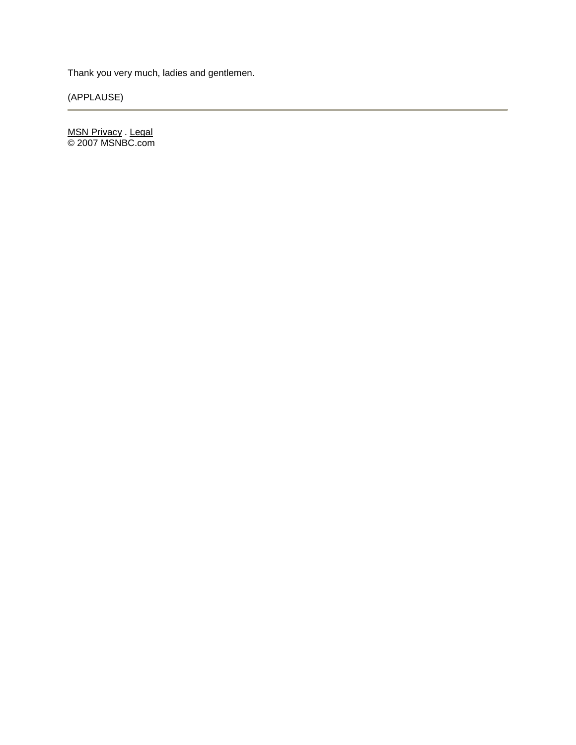Thank you very much, ladies and gentlemen.

(APPLAUSE)

---

MSN Privacy . Legal
© 2007 MSNBC.com